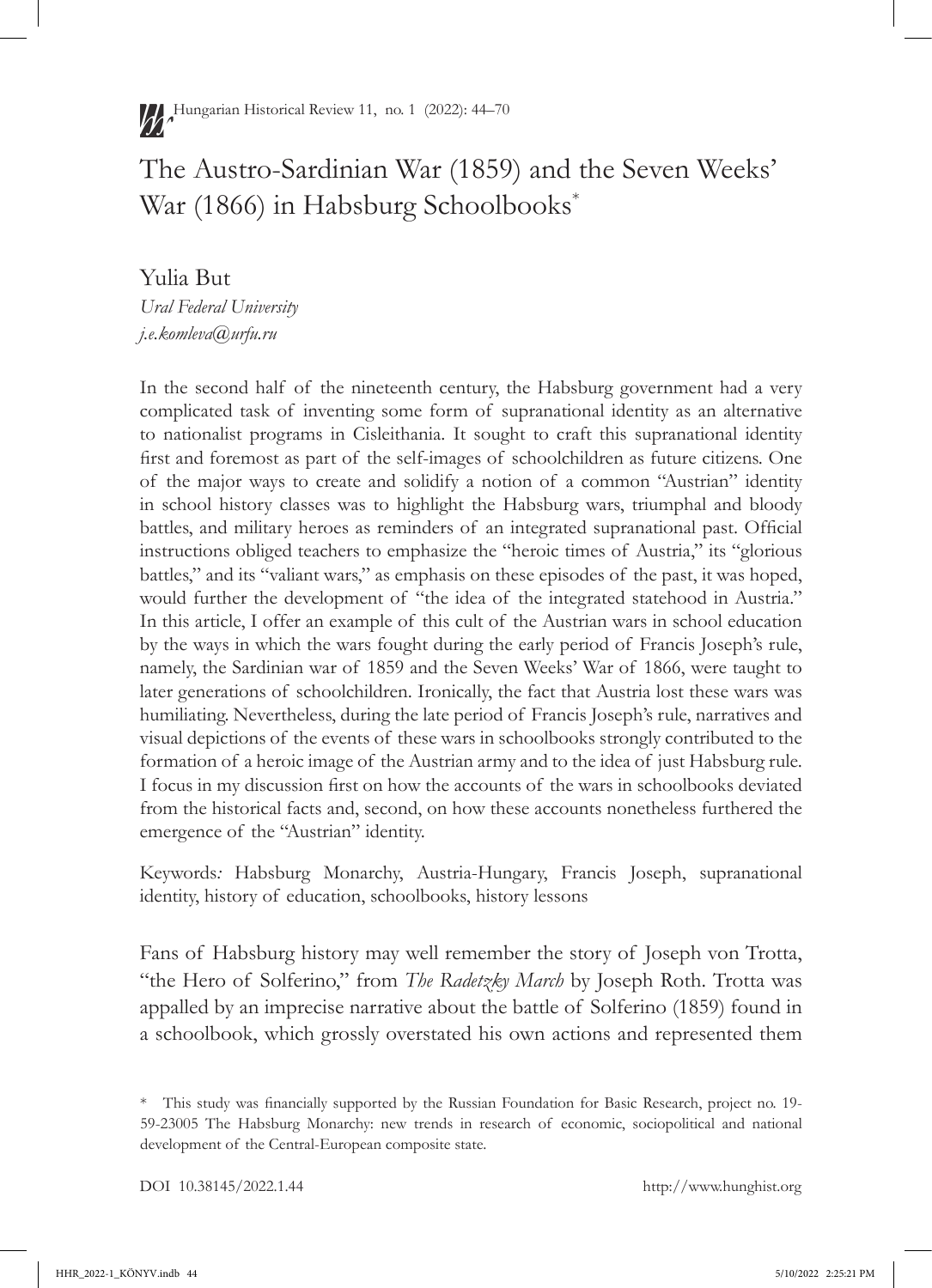# The Austro-Sardinian War (1859) and the Seven Weeks' War (1866) in Habsburg Schoolbooks*

Yulia But
*Ural Federal University*
*j.e.komleva@urfu.ru*

In the second half of the nineteenth century, the Habsburg government had a very complicated task of inventing some form of supranational identity as an alternative to nationalist programs in Cisleithania. It sought to craft this supranational identity first and foremost as part of the self-images of schoolchildren as future citizens. One of the major ways to create and solidify a notion of a common "Austrian" identity in school history classes was to highlight the Habsburg wars, triumphal and bloody battles, and military heroes as reminders of an integrated supranational past. Official instructions obliged teachers to emphasize the "heroic times of Austria," its "glorious battles," and its "valiant wars," as emphasis on these episodes of the past, it was hoped, would further the development of "the idea of the integrated statehood in Austria." In this article, I offer an example of this cult of the Austrian wars in school education by the ways in which the wars fought during the early period of Francis Joseph's rule, namely, the Sardinian war of 1859 and the Seven Weeks' War of 1866, were taught to later generations of schoolchildren. Ironically, the fact that Austria lost these wars was humiliating. Nevertheless, during the late period of Francis Joseph's rule, narratives and visual depictions of the events of these wars in schoolbooks strongly contributed to the formation of a heroic image of the Austrian army and to the idea of just Habsburg rule. I focus in my discussion first on how the accounts of the wars in schoolbooks deviated from the historical facts and, second, on how these accounts nonetheless furthered the emergence of the "Austrian" identity.

Keywords: Habsburg Monarchy, Austria-Hungary, Francis Joseph, supranational identity, history of education, schoolbooks, history lessons

Fans of Habsburg history may well remember the story of Joseph von Trotta, "the Hero of Solferino," from *The Radetzky March* by Joseph Roth. Trotta was appalled by an imprecise narrative about the battle of Solferino (1859) found in a schoolbook, which grossly overstated his own actions and represented them

\* This study was financially supported by the Russian Foundation for Basic Research, project no. 19-59-23005 The Habsburg Monarchy: new trends in research of economic, sociopolitical and national development of the Central-European composite state.

DOI 10.38145/2022.1.44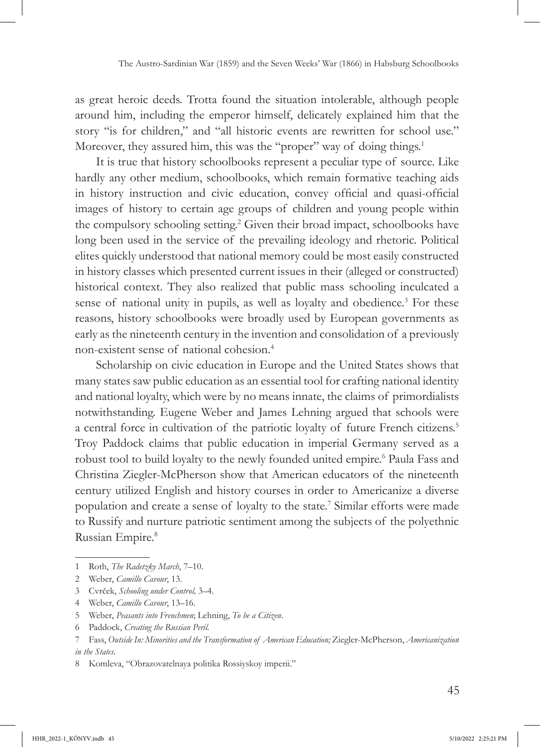as great heroic deeds. Trotta found the situation intolerable, although people around him, including the emperor himself, delicately explained him that the story "is for children," and "all historic events are rewritten for school use." Moreover, they assured him, this was the "proper" way of doing things.[1]

It is true that history schoolbooks represent a peculiar type of source. Like hardly any other medium, schoolbooks, which remain formative teaching aids in history instruction and civic education, convey official and quasi-official images of history to certain age groups of children and young people within the compulsory schooling setting.[2] Given their broad impact, schoolbooks have long been used in the service of the prevailing ideology and rhetoric. Political elites quickly understood that national memory could be most easily constructed in history classes which presented current issues in their (alleged or constructed) historical context. They also realized that public mass schooling inculcated a sense of national unity in pupils, as well as loyalty and obedience.[3] For these reasons, history schoolbooks were broadly used by European governments as early as the nineteenth century in the invention and consolidation of a previously non-existent sense of national cohesion.[4]

Scholarship on civic education in Europe and the United States shows that many states saw public education as an essential tool for crafting national identity and national loyalty, which were by no means innate, the claims of primordialists notwithstanding. Eugene Weber and James Lehning argued that schools were a central force in cultivation of the patriotic loyalty of future French citizens.[5] Troy Paddock claims that public education in imperial Germany served as a robust tool to build loyalty to the newly founded united empire.[6] Paula Fass and Christina Ziegler-McPherson show that American educators of the nineteenth century utilized English and history courses in order to Americanize a diverse population and create a sense of loyalty to the state.[7] Similar efforts were made to Russify and nurture patriotic sentiment among the subjects of the polyethnic Russian Empire.[8]

---

1 Roth, *The Radetzky March*, 7–10.

2 Weber, *Camillo Cavour*, 13.

3 Cvrček, *Schooling under Control,* 3–4.

4 Weber, *Camillo Cavour*, 13–16.

5 Weber, *Peasants into Frenchmen*; Lehning, *To be a Citizen*.

6 Paddock, *Creating the Russian Peril.*

7 Fass, *Outside In: Minorities and the Transformation of American Education;* Ziegler-McPherson, *Americanization in the States*.

8 Komleva, "Obrazovatelnaya politika Rossiyskoy imperii."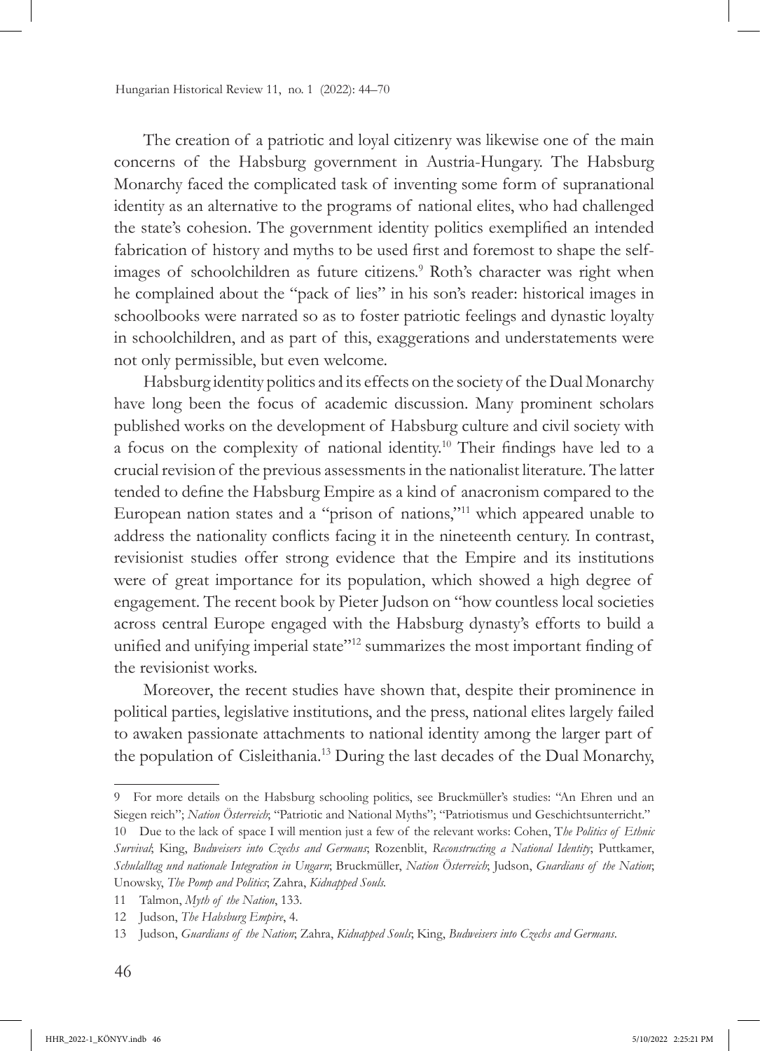The creation of a patriotic and loyal citizenry was likewise one of the main concerns of the Habsburg government in Austria-Hungary. The Habsburg Monarchy faced the complicated task of inventing some form of supranational identity as an alternative to the programs of national elites, who had challenged the state's cohesion. The government identity politics exemplified an intended fabrication of history and myths to be used first and foremost to shape the self-images of schoolchildren as future citizens.[9] Roth's character was right when he complained about the "pack of lies" in his son's reader: historical images in schoolbooks were narrated so as to foster patriotic feelings and dynastic loyalty in schoolchildren, and as part of this, exaggerations and understatements were not only permissible, but even welcome.

Habsburg identity politics and its effects on the society of the Dual Monarchy have long been the focus of academic discussion. Many prominent scholars published works on the development of Habsburg culture and civil society with a focus on the complexity of national identity.[10] Their findings have led to a crucial revision of the previous assessments in the nationalist literature. The latter tended to define the Habsburg Empire as a kind of anacronism compared to the European nation states and a "prison of nations,"[11] which appeared unable to address the nationality conflicts facing it in the nineteenth century. In contrast, revisionist studies offer strong evidence that the Empire and its institutions were of great importance for its population, which showed a high degree of engagement. The recent book by Pieter Judson on "how countless local societies across central Europe engaged with the Habsburg dynasty's efforts to build a unified and unifying imperial state"[12] summarizes the most important finding of the revisionist works.

Moreover, the recent studies have shown that, despite their prominence in political parties, legislative institutions, and the press, national elites largely failed to awaken passionate attachments to national identity among the larger part of the population of Cisleithania.[13] During the last decades of the Dual Monarchy,

---

9 For more details on the Habsburg schooling politics, see Bruckmüller's studies: "An Ehren und an Siegen reich"; *Nation Österreich*; "Patriotic and National Myths"; "Patriotismus und Geschichtsunterricht."

10 Due to the lack of space I will mention just a few of the relevant works: Cohen, *The Politics of Ethnic Survival*; King, *Budweisers into Czechs and Germans*; Rozenblit, *Reconstructing a National Identity*; Puttkamer, *Schulalltag und nationale Integration in Ungarn*; Bruckmüller, *Nation Österreich*; Judson, *Guardians of the Nation*; Unowsky, *The Pomp and Politics*; Zahra, *Kidnapped Souls*.

11 Talmon, *Myth of the Nation*, 133.

12 Judson, *The Habsburg Empire*, 4.

13 Judson, *Guardians of the Nation*; Zahra, *Kidnapped Souls*; King, *Budweisers into Czechs and Germans*.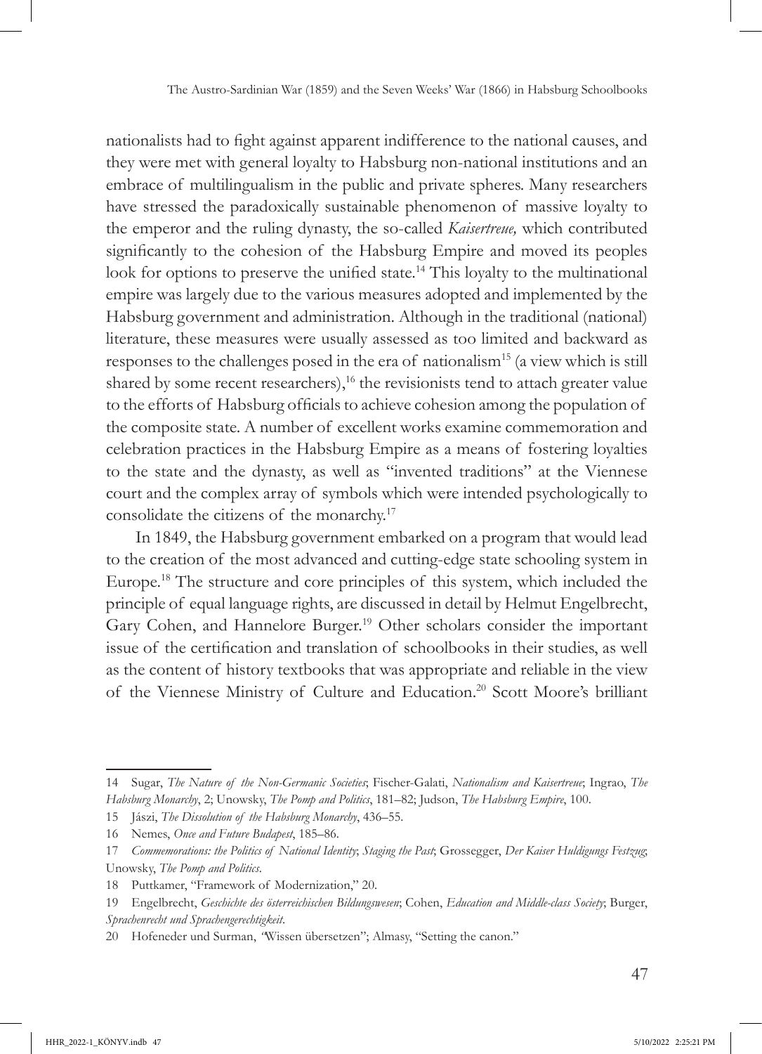nationalists had to fight against apparent indifference to the national causes, and they were met with general loyalty to Habsburg non-national institutions and an embrace of multilingualism in the public and private spheres. Many researchers have stressed the paradoxically sustainable phenomenon of massive loyalty to the emperor and the ruling dynasty, the so-called *Kaisertreue,* which contributed significantly to the cohesion of the Habsburg Empire and moved its peoples look for options to preserve the unified state.[14] This loyalty to the multinational empire was largely due to the various measures adopted and implemented by the Habsburg government and administration. Although in the traditional (national) literature, these measures were usually assessed as too limited and backward as responses to the challenges posed in the era of nationalism[15] (a view which is still shared by some recent researchers),[16] the revisionists tend to attach greater value to the efforts of Habsburg officials to achieve cohesion among the population of the composite state. A number of excellent works examine commemoration and celebration practices in the Habsburg Empire as a means of fostering loyalties to the state and the dynasty, as well as "invented traditions" at the Viennese court and the complex array of symbols which were intended psychologically to consolidate the citizens of the monarchy.[17]

In 1849, the Habsburg government embarked on a program that would lead to the creation of the most advanced and cutting-edge state schooling system in Europe.[18] The structure and core principles of this system, which included the principle of equal language rights, are discussed in detail by Helmut Engelbrecht, Gary Cohen, and Hannelore Burger.[19] Other scholars consider the important issue of the certification and translation of schoolbooks in their studies, as well as the content of history textbooks that was appropriate and reliable in the view of the Viennese Ministry of Culture and Education.[20] Scott Moore's brilliant

---

14 Sugar, *The Nature of the Non-Germanic Societies*; Fischer-Galati, *Nationalism and Kaisertreue*; Ingrao, *The Habsburg Monarchy*, 2; Unowsky, *The Pomp and Politics*, 181–82; Judson, *The Habsburg Empire*, 100.

15 Jászi, *The Dissolution of the Habsburg Monarchy*, 436–55.

16 Nemes, *Once and Future Budapest*, 185–86.

17 *Commemorations: the Politics of National Identity*; *Staging the Past*; Grossegger, *Der Kaiser Huldigungs Festzug*; Unowsky, *The Pomp and Politics*.

18 Puttkamer, "Framework of Modernization," 20.

19 Engelbrecht, *Geschichte des österreichischen Bildungswesen*; Cohen, *Education and Middle-class Society*; Burger, *Sprachenrecht und Sprachengerechtigkeit*.

20 Hofeneder und Surman, "Wissen übersetzen"; Almasy, "Setting the canon."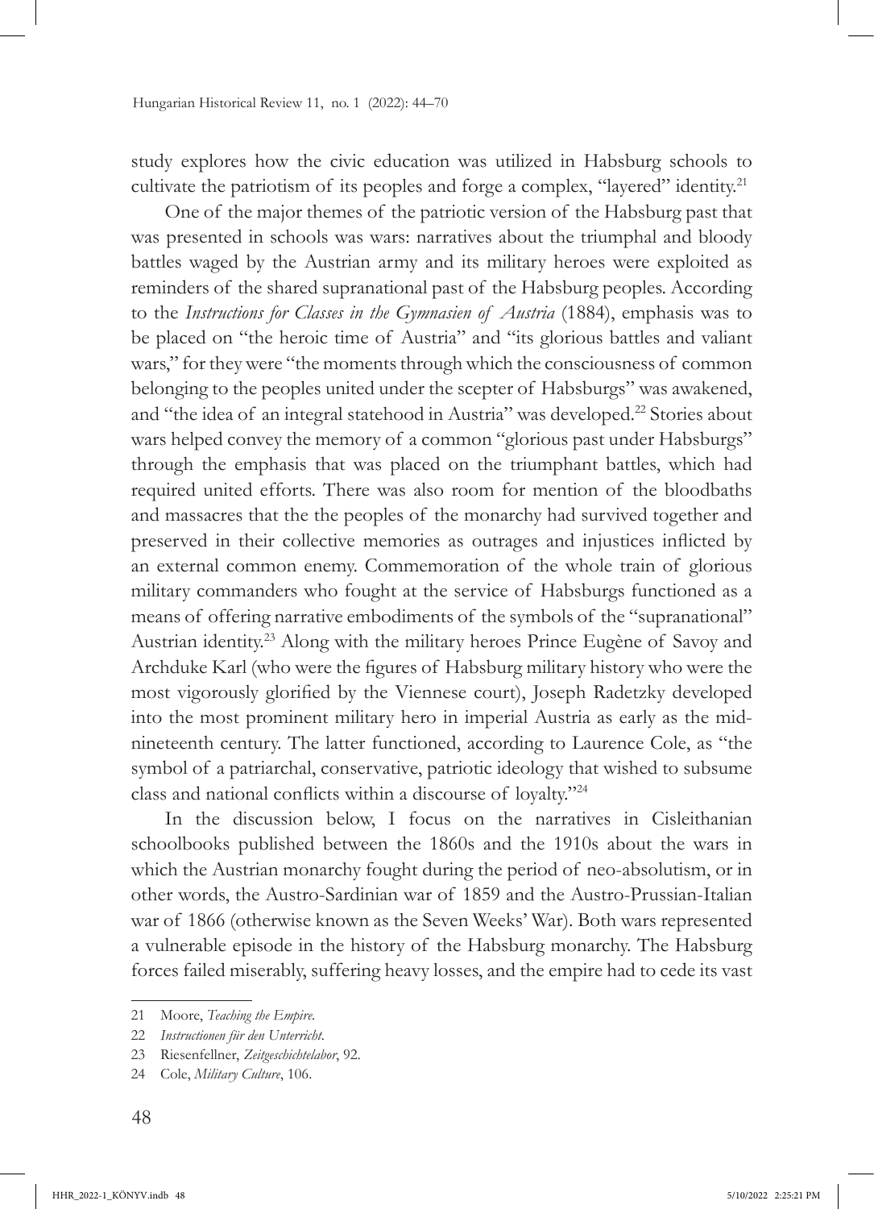study explores how the civic education was utilized in Habsburg schools to cultivate the patriotism of its peoples and forge a complex, "layered" identity.[21]

One of the major themes of the patriotic version of the Habsburg past that was presented in schools was wars: narratives about the triumphal and bloody battles waged by the Austrian army and its military heroes were exploited as reminders of the shared supranational past of the Habsburg peoples. According to the *Instructions for Classes in the Gymnasien of Austria* (1884), emphasis was to be placed on "the heroic time of Austria" and "its glorious battles and valiant wars," for they were "the moments through which the consciousness of common belonging to the peoples united under the scepter of Habsburgs" was awakened, and "the idea of an integral statehood in Austria" was developed.[22] Stories about wars helped convey the memory of a common "glorious past under Habsburgs" through the emphasis that was placed on the triumphant battles, which had required united efforts. There was also room for mention of the bloodbaths and massacres that the the peoples of the monarchy had survived together and preserved in their collective memories as outrages and injustices inflicted by an external common enemy. Commemoration of the whole train of glorious military commanders who fought at the service of Habsburgs functioned as a means of offering narrative embodiments of the symbols of the "supranational" Austrian identity.[23] Along with the military heroes Prince Eugène of Savoy and Archduke Karl (who were the figures of Habsburg military history who were the most vigorously glorified by the Viennese court), Joseph Radetzky developed into the most prominent military hero in imperial Austria as early as the mid-nineteenth century. The latter functioned, according to Laurence Cole, as "the symbol of a patriarchal, conservative, patriotic ideology that wished to subsume class and national conflicts within a discourse of loyalty."[24]

In the discussion below, I focus on the narratives in Cisleithanian schoolbooks published between the 1860s and the 1910s about the wars in which the Austrian monarchy fought during the period of neo-absolutism, or in other words, the Austro-Sardinian war of 1859 and the Austro-Prussian-Italian war of 1866 (otherwise known as the Seven Weeks' War). Both wars represented a vulnerable episode in the history of the Habsburg monarchy. The Habsburg forces failed miserably, suffering heavy losses, and the empire had to cede its vast

---

21 Moore, *Teaching the Empire*.

22 *Instructionen für den Unterricht*.

23 Riesenfellner, *Zeitgeschichtelabor*, 92.

24 Cole, *Military Culture*, 106.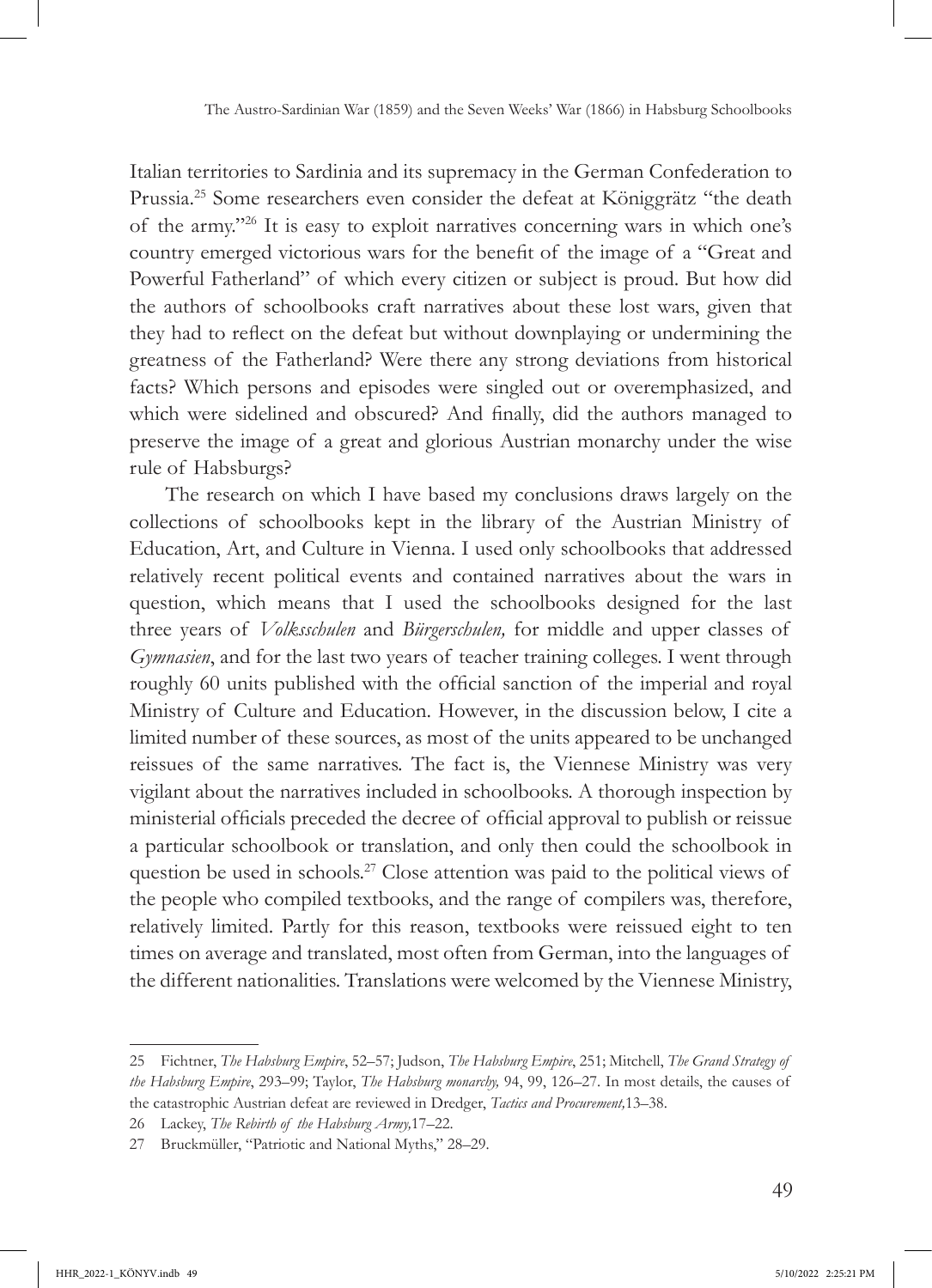Italian territories to Sardinia and its supremacy in the German Confederation to Prussia.[25] Some researchers even consider the defeat at Königgrätz "the death of the army."[26] It is easy to exploit narratives concerning wars in which one's country emerged victorious wars for the benefit of the image of a "Great and Powerful Fatherland" of which every citizen or subject is proud. But how did the authors of schoolbooks craft narratives about these lost wars, given that they had to reflect on the defeat but without downplaying or undermining the greatness of the Fatherland? Were there any strong deviations from historical facts? Which persons and episodes were singled out or overemphasized, and which were sidelined and obscured? And finally, did the authors managed to preserve the image of a great and glorious Austrian monarchy under the wise rule of Habsburgs?

The research on which I have based my conclusions draws largely on the collections of schoolbooks kept in the library of the Austrian Ministry of Education, Art, and Culture in Vienna. I used only schoolbooks that addressed relatively recent political events and contained narratives about the wars in question, which means that I used the schoolbooks designed for the last three years of *Volksschulen* and *Bürgerschulen,* for middle and upper classes of *Gymnasien*, and for the last two years of teacher training colleges. I went through roughly 60 units published with the official sanction of the imperial and royal Ministry of Culture and Education. However, in the discussion below, I cite a limited number of these sources, as most of the units appeared to be unchanged reissues of the same narratives. The fact is, the Viennese Ministry was very vigilant about the narratives included in schoolbooks. A thorough inspection by ministerial officials preceded the decree of official approval to publish or reissue a particular schoolbook or translation, and only then could the schoolbook in question be used in schools.[27] Close attention was paid to the political views of the people who compiled textbooks, and the range of compilers was, therefore, relatively limited. Partly for this reason, textbooks were reissued eight to ten times on average and translated, most often from German, into the languages of the different nationalities. Translations were welcomed by the Viennese Ministry,

---

25 Fichtner, *The Habsburg Empire*, 52–57; Judson, *The Habsburg Empire*, 251; Mitchell, *The Grand Strategy of the Habsburg Empire*, 293–99; Taylor, *The Habsburg monarchy,* 94, 99, 126–27. In most details, the causes of the catastrophic Austrian defeat are reviewed in Dredger, *Tactics and Procurement,*13–38.

26 Lackey, *The Rebirth of the Habsburg Army,*17–22.

27 Bruckmüller, "Patriotic and National Myths," 28–29.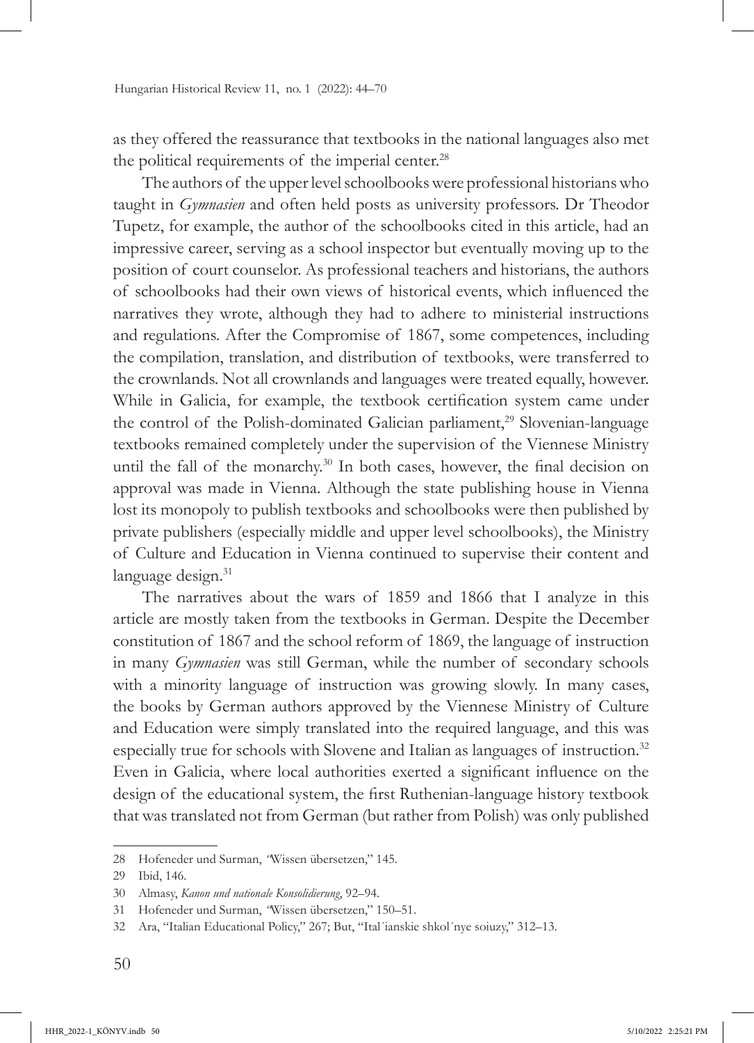as they offered the reassurance that textbooks in the national languages also met the political requirements of the imperial center.[28]

The authors of the upper level schoolbooks were professional historians who taught in *Gymnasien* and often held posts as university professors. Dr Theodor Tupetz, for example, the author of the schoolbooks cited in this article, had an impressive career, serving as a school inspector but eventually moving up to the position of court counselor. As professional teachers and historians, the authors of schoolbooks had their own views of historical events, which influenced the narratives they wrote, although they had to adhere to ministerial instructions and regulations. After the Compromise of 1867, some competences, including the compilation, translation, and distribution of textbooks, were transferred to the crownlands. Not all crownlands and languages were treated equally, however. While in Galicia, for example, the textbook certification system came under the control of the Polish-dominated Galician parliament,[29] Slovenian-language textbooks remained completely under the supervision of the Viennese Ministry until the fall of the monarchy.[30] In both cases, however, the final decision on approval was made in Vienna. Although the state publishing house in Vienna lost its monopoly to publish textbooks and schoolbooks were then published by private publishers (especially middle and upper level schoolbooks), the Ministry of Culture and Education in Vienna continued to supervise their content and language design.[31]

The narratives about the wars of 1859 and 1866 that I analyze in this article are mostly taken from the textbooks in German. Despite the December constitution of 1867 and the school reform of 1869, the language of instruction in many *Gymnasien* was still German, while the number of secondary schools with a minority language of instruction was growing slowly. In many cases, the books by German authors approved by the Viennese Ministry of Culture and Education were simply translated into the required language, and this was especially true for schools with Slovene and Italian as languages of instruction.[32] Even in Galicia, where local authorities exerted a significant influence on the design of the educational system, the first Ruthenian-language history textbook that was translated not from German (but rather from Polish) was only published

---

28 Hofeneder und Surman, "Wissen übersetzen," 145.

29 Ibid, 146.

30 Almasy, *Kanon und nationale Konsolidierung*, 92–94.

31 Hofeneder und Surman, "Wissen übersetzen," 150–51.

32 Ara, "Italian Educational Policy," 267; But, "Ital´ianskie shkol´nye soiuzy," 312–13.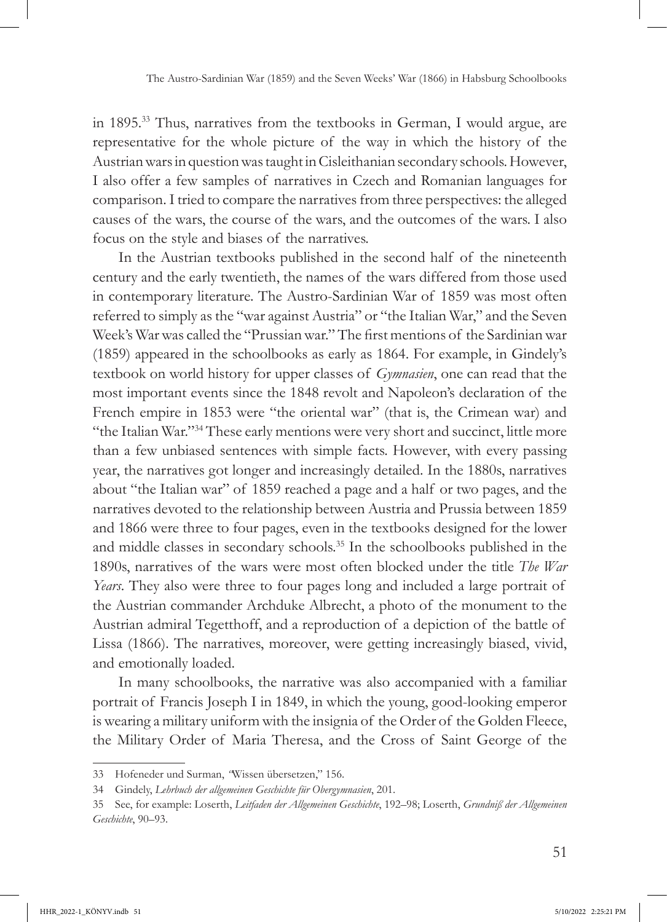in 1895.[33] Thus, narratives from the textbooks in German, I would argue, are representative for the whole picture of the way in which the history of the Austrian wars in question was taught in Cisleithanian secondary schools. However, I also offer a few samples of narratives in Czech and Romanian languages for comparison. I tried to compare the narratives from three perspectives: the alleged causes of the wars, the course of the wars, and the outcomes of the wars. I also focus on the style and biases of the narratives.

In the Austrian textbooks published in the second half of the nineteenth century and the early twentieth, the names of the wars differed from those used in contemporary literature. The Austro-Sardinian War of 1859 was most often referred to simply as the "war against Austria" or "the Italian War," and the Seven Week's War was called the "Prussian war." The first mentions of the Sardinian war (1859) appeared in the schoolbooks as early as 1864. For example, in Gindely's textbook on world history for upper classes of *Gymnasien*, one can read that the most important events since the 1848 revolt and Napoleon's declaration of the French empire in 1853 were "the oriental war" (that is, the Crimean war) and "the Italian War."[34] These early mentions were very short and succinct, little more than a few unbiased sentences with simple facts. However, with every passing year, the narratives got longer and increasingly detailed. In the 1880s, narratives about "the Italian war" of 1859 reached a page and a half or two pages, and the narratives devoted to the relationship between Austria and Prussia between 1859 and 1866 were three to four pages, even in the textbooks designed for the lower and middle classes in secondary schools.[35] In the schoolbooks published in the 1890s, narratives of the wars were most often blocked under the title *The War Years*. They also were three to four pages long and included a large portrait of the Austrian commander Archduke Albrecht, a photo of the monument to the Austrian admiral Tegetthoff, and a reproduction of a depiction of the battle of Lissa (1866). The narratives, moreover, were getting increasingly biased, vivid, and emotionally loaded.

In many schoolbooks, the narrative was also accompanied with a familiar portrait of Francis Joseph I in 1849, in which the young, good-looking emperor is wearing a military uniform with the insignia of the Order of the Golden Fleece, the Military Order of Maria Theresa, and the Cross of Saint George of the

---

33 Hofeneder und Surman, "Wissen übersetzen," 156.

34 Gindely, *Lehrbuch der allgemeinen Geschichte für Obergymnasien*, 201.

35 See, for example: Loserth, *Leitfaden der Allgemeinen Geschichte*, 192–98; Loserth, *Grundniß der Allgemeinen Geschichte*, 90–93.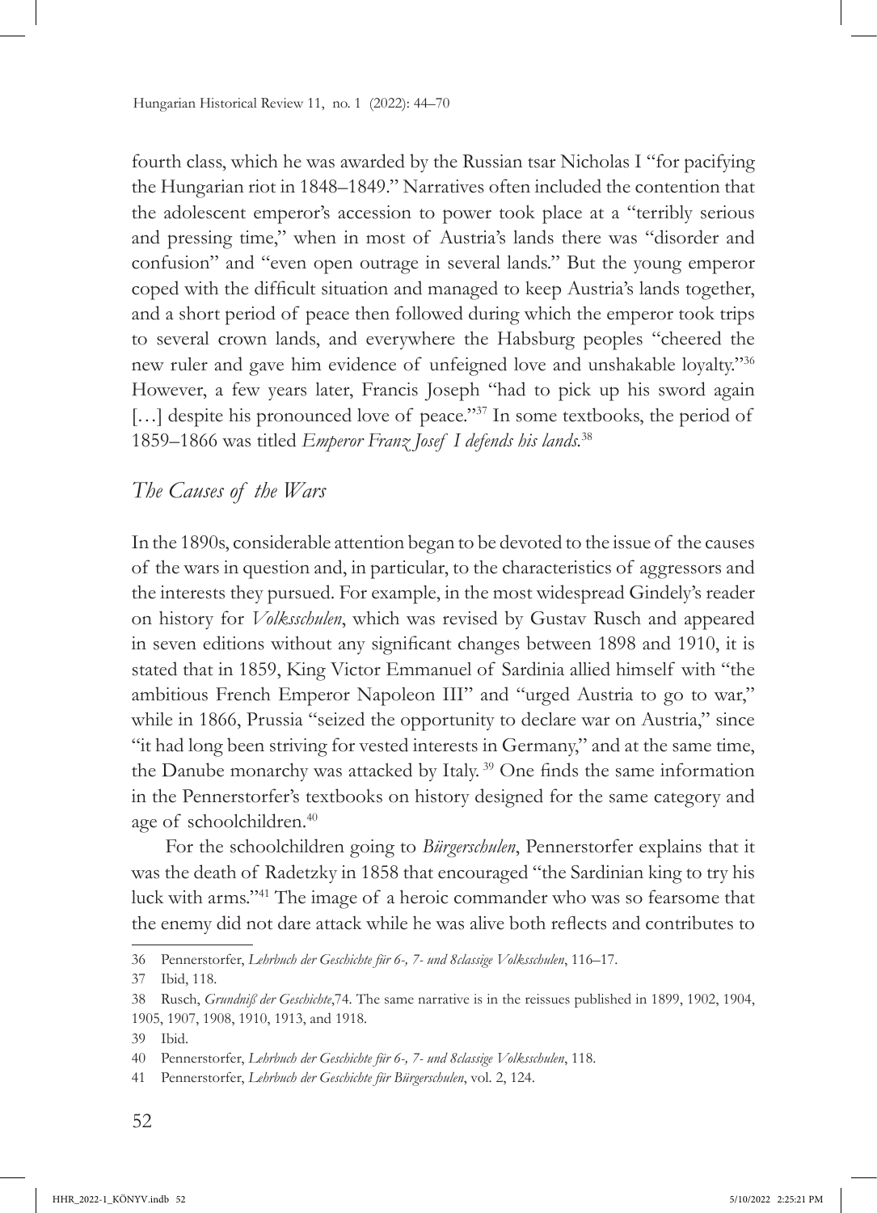fourth class, which he was awarded by the Russian tsar Nicholas I "for pacifying the Hungarian riot in 1848–1849." Narratives often included the contention that the adolescent emperor's accession to power took place at a "terribly serious and pressing time," when in most of Austria's lands there was "disorder and confusion" and "even open outrage in several lands." But the young emperor coped with the difficult situation and managed to keep Austria's lands together, and a short period of peace then followed during which the emperor took trips to several crown lands, and everywhere the Habsburg peoples "cheered the new ruler and gave him evidence of unfeigned love and unshakable loyalty."[36] However, a few years later, Francis Joseph "had to pick up his sword again […] despite his pronounced love of peace."[37] In some textbooks, the period of 1859–1866 was titled *Emperor Franz Josef I defends his lands.*[38]

## *The Causes of the Wars*

In the 1890s, considerable attention began to be devoted to the issue of the causes of the wars in question and, in particular, to the characteristics of aggressors and the interests they pursued. For example, in the most widespread Gindely's reader on history for *Volksschulen*, which was revised by Gustav Rusch and appeared in seven editions without any significant changes between 1898 and 1910, it is stated that in 1859, King Victor Emmanuel of Sardinia allied himself with "the ambitious French Emperor Napoleon III" and "urged Austria to go to war," while in 1866, Prussia "seized the opportunity to declare war on Austria," since "it had long been striving for vested interests in Germany," and at the same time, the Danube monarchy was attacked by Italy.[39] One finds the same information in the Pennerstorfer's textbooks on history designed for the same category and age of schoolchildren.[40]

For the schoolchildren going to *Bürgerschulen*, Pennerstorfer explains that it was the death of Radetzky in 1858 that encouraged "the Sardinian king to try his luck with arms."[41] The image of a heroic commander who was so fearsome that the enemy did not dare attack while he was alive both reflects and contributes to

---

36 Pennerstorfer, *Lehrbuch der Geschichte für 6-, 7- und 8classige Volksschulen*, 116–17.

37 Ibid, 118.

38 Rusch, *Grundniß der Geschichte*,74. The same narrative is in the reissues published in 1899, 1902, 1904, 1905, 1907, 1908, 1910, 1913, and 1918.

39 Ibid.

40 Pennerstorfer, *Lehrbuch der Geschichte für 6-, 7- und 8classige Volksschulen*, 118.

41 Pennerstorfer, *Lehrbuch der Geschichte für Bürgerschulen*, vol. 2, 124.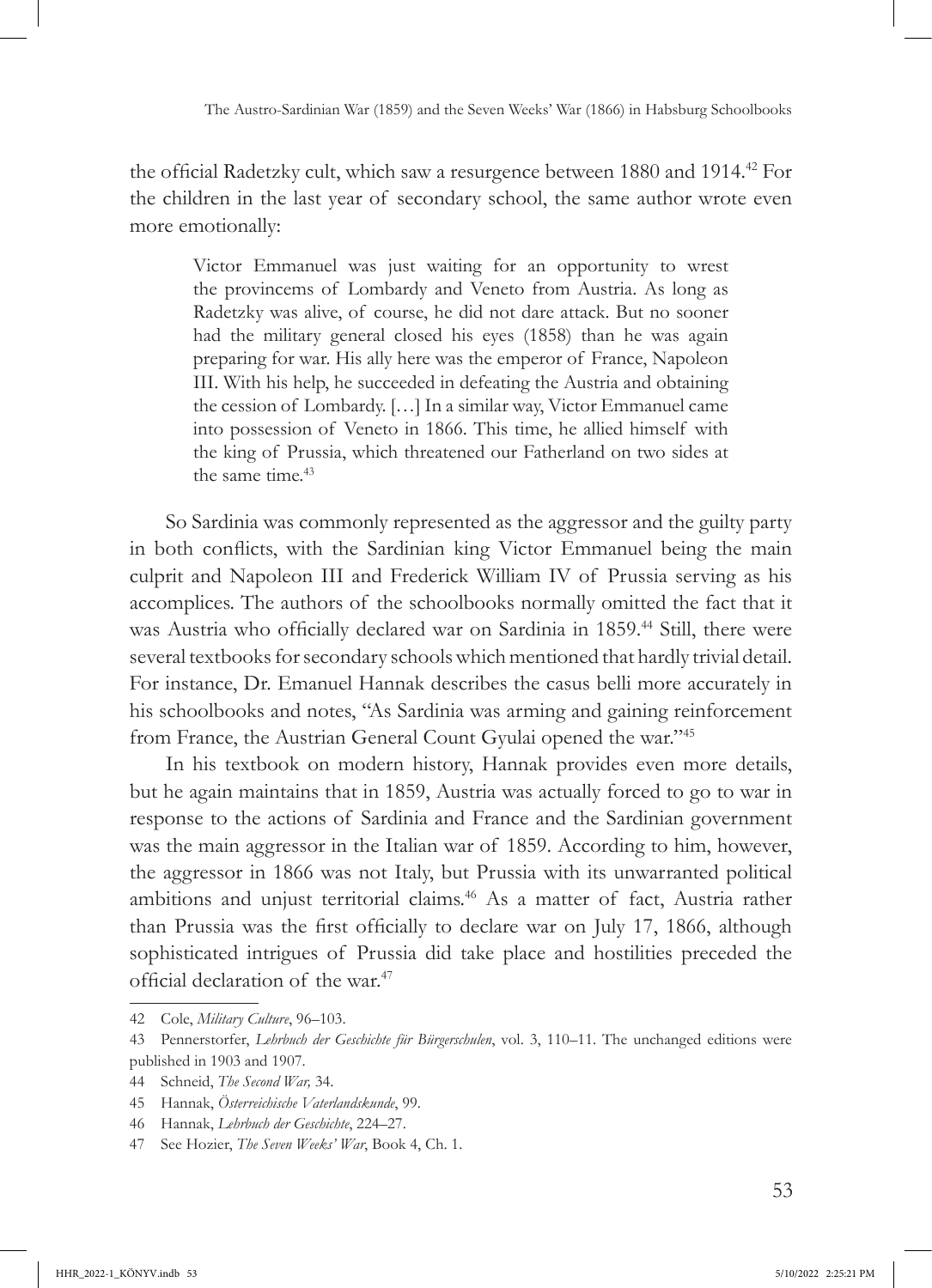the official Radetzky cult, which saw a resurgence between 1880 and 1914.[42] For the children in the last year of secondary school, the same author wrote even more emotionally:

> Victor Emmanuel was just waiting for an opportunity to wrest the provincems of Lombardy and Veneto from Austria. As long as Radetzky was alive, of course, he did not dare attack. But no sooner had the military general closed his eyes (1858) than he was again preparing for war. His ally here was the emperor of France, Napoleon III. With his help, he succeeded in defeating the Austria and obtaining the cession of Lombardy. […] In a similar way, Victor Emmanuel came into possession of Veneto in 1866. This time, he allied himself with the king of Prussia, which threatened our Fatherland on two sides at the same time.[43]

So Sardinia was commonly represented as the aggressor and the guilty party in both conflicts, with the Sardinian king Victor Emmanuel being the main culprit and Napoleon III and Frederick William IV of Prussia serving as his accomplices. The authors of the schoolbooks normally omitted the fact that it was Austria who officially declared war on Sardinia in 1859.[44] Still, there were several textbooks for secondary schools which mentioned that hardly trivial detail. For instance, Dr. Emanuel Hannak describes the casus belli more accurately in his schoolbooks and notes, "As Sardinia was arming and gaining reinforcement from France, the Austrian General Count Gyulai opened the war."[45]

In his textbook on modern history, Hannak provides even more details, but he again maintains that in 1859, Austria was actually forced to go to war in response to the actions of Sardinia and France and the Sardinian government was the main aggressor in the Italian war of 1859. According to him, however, the aggressor in 1866 was not Italy, but Prussia with its unwarranted political ambitions and unjust territorial claims.[46] As a matter of fact, Austria rather than Prussia was the first officially to declare war on July 17, 1866, although sophisticated intrigues of Prussia did take place and hostilities preceded the official declaration of the war.[47]

---

42 Cole, *Military Culture*, 96–103.

43 Pennerstorfer, *Lehrbuch der Geschichte für Bürgerschulen*, vol. 3, 110–11. The unchanged editions were published in 1903 and 1907.

44 Schneid, *The Second War,* 34.

45 Hannak, *Österreichische Vaterlandskunde*, 99.

46 Hannak, *Lehrbuch der Geschichte*, 224–27.

47 See Hozier, *The Seven Weeks' War*, Book 4, Ch. 1.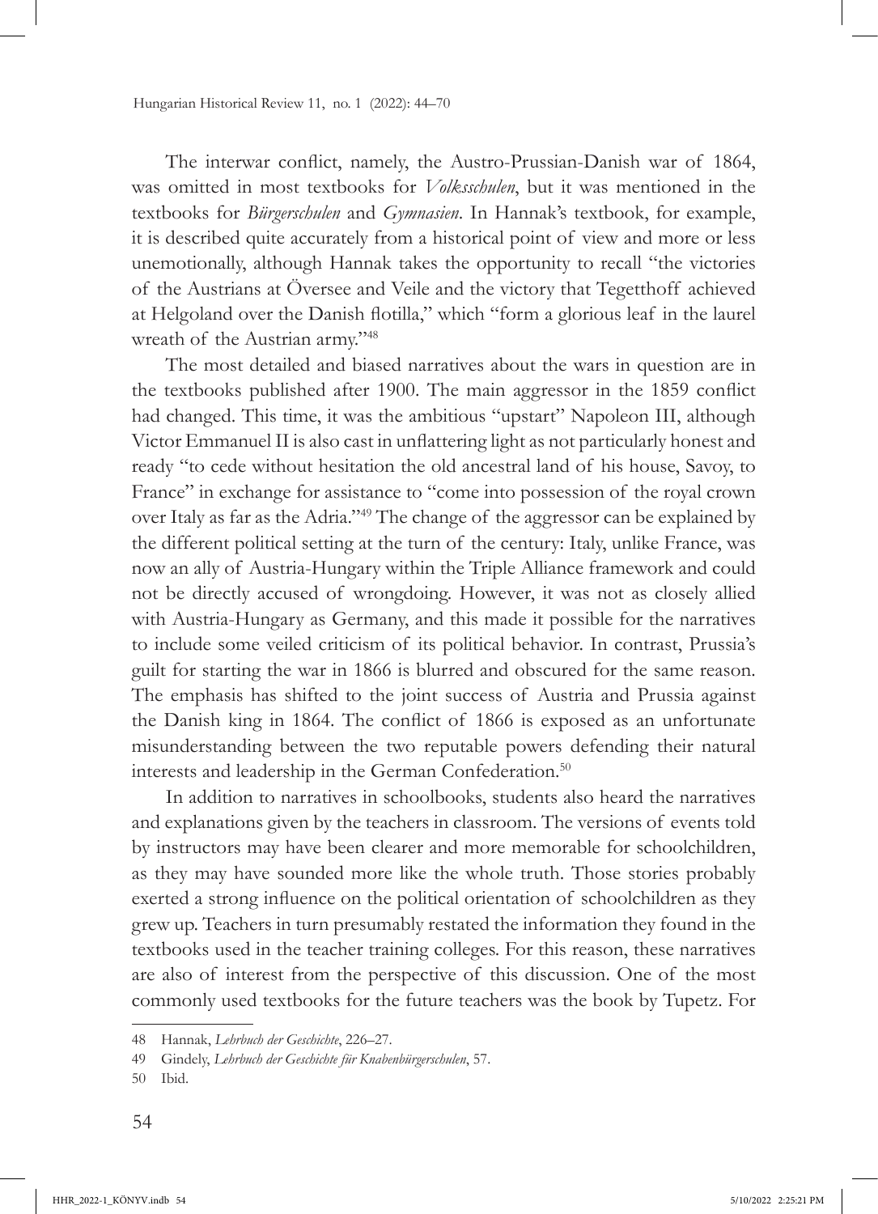The interwar conflict, namely, the Austro-Prussian-Danish war of 1864, was omitted in most textbooks for *Volksschulen*, but it was mentioned in the textbooks for *Bürgerschulen* and *Gymnasien*. In Hannak's textbook, for example, it is described quite accurately from a historical point of view and more or less unemotionally, although Hannak takes the opportunity to recall "the victories of the Austrians at Översee and Veile and the victory that Tegetthoff achieved at Helgoland over the Danish flotilla," which "form a glorious leaf in the laurel wreath of the Austrian army."[48]

The most detailed and biased narratives about the wars in question are in the textbooks published after 1900. The main aggressor in the 1859 conflict had changed. This time, it was the ambitious "upstart" Napoleon III, although Victor Emmanuel II is also cast in unflattering light as not particularly honest and ready "to cede without hesitation the old ancestral land of his house, Savoy, to France" in exchange for assistance to "come into possession of the royal crown over Italy as far as the Adria."[49] The change of the aggressor can be explained by the different political setting at the turn of the century: Italy, unlike France, was now an ally of Austria-Hungary within the Triple Alliance framework and could not be directly accused of wrongdoing. However, it was not as closely allied with Austria-Hungary as Germany, and this made it possible for the narratives to include some veiled criticism of its political behavior. In contrast, Prussia's guilt for starting the war in 1866 is blurred and obscured for the same reason. The emphasis has shifted to the joint success of Austria and Prussia against the Danish king in 1864. The conflict of 1866 is exposed as an unfortunate misunderstanding between the two reputable powers defending their natural interests and leadership in the German Confederation.[50]

In addition to narratives in schoolbooks, students also heard the narratives and explanations given by the teachers in classroom. The versions of events told by instructors may have been clearer and more memorable for schoolchildren, as they may have sounded more like the whole truth. Those stories probably exerted a strong influence on the political orientation of schoolchildren as they grew up. Teachers in turn presumably restated the information they found in the textbooks used in the teacher training colleges. For this reason, these narratives are also of interest from the perspective of this discussion. One of the most commonly used textbooks for the future teachers was the book by Tupetz. For

---

48 Hannak, *Lehrbuch der Geschichte*, 226–27.

49 Gindely, *Lehrbuch der Geschichte für Knabenbürgerschulen*, 57.

50 Ibid.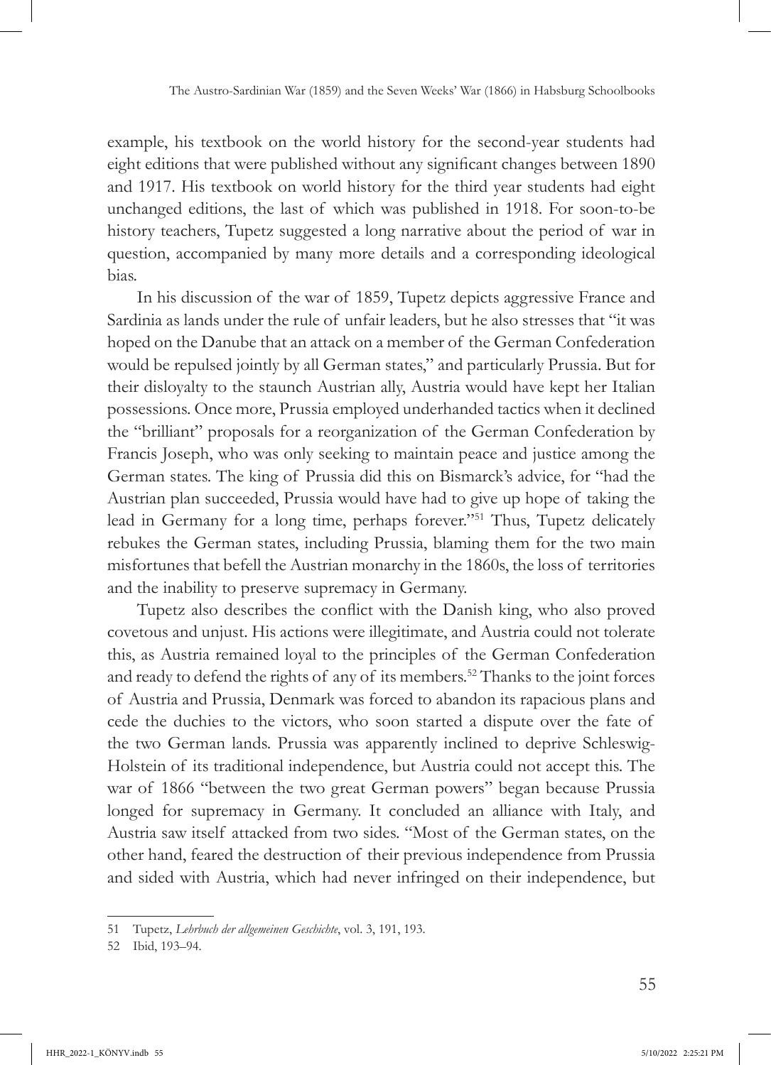example, his textbook on the world history for the second-year students had eight editions that were published without any significant changes between 1890 and 1917. His textbook on world history for the third year students had eight unchanged editions, the last of which was published in 1918. For soon-to-be history teachers, Tupetz suggested a long narrative about the period of war in question, accompanied by many more details and a corresponding ideological bias.

In his discussion of the war of 1859, Tupetz depicts aggressive France and Sardinia as lands under the rule of unfair leaders, but he also stresses that "it was hoped on the Danube that an attack on a member of the German Confederation would be repulsed jointly by all German states," and particularly Prussia. But for their disloyalty to the staunch Austrian ally, Austria would have kept her Italian possessions. Once more, Prussia employed underhanded tactics when it declined the "brilliant" proposals for a reorganization of the German Confederation by Francis Joseph, who was only seeking to maintain peace and justice among the German states. The king of Prussia did this on Bismarck's advice, for "had the Austrian plan succeeded, Prussia would have had to give up hope of taking the lead in Germany for a long time, perhaps forever."[51] Thus, Tupetz delicately rebukes the German states, including Prussia, blaming them for the two main misfortunes that befell the Austrian monarchy in the 1860s, the loss of territories and the inability to preserve supremacy in Germany.

Tupetz also describes the conflict with the Danish king, who also proved covetous and unjust. His actions were illegitimate, and Austria could not tolerate this, as Austria remained loyal to the principles of the German Confederation and ready to defend the rights of any of its members.[52] Thanks to the joint forces of Austria and Prussia, Denmark was forced to abandon its rapacious plans and cede the duchies to the victors, who soon started a dispute over the fate of the two German lands. Prussia was apparently inclined to deprive Schleswig-Holstein of its traditional independence, but Austria could not accept this. The war of 1866 "between the two great German powers" began because Prussia longed for supremacy in Germany. It concluded an alliance with Italy, and Austria saw itself attacked from two sides. "Most of the German states, on the other hand, feared the destruction of their previous independence from Prussia and sided with Austria, which had never infringed on their independence, but

---

51 Tupetz, *Lehrbuch der allgemeinen Geschichte*, vol. 3, 191, 193.

52 Ibid, 193–94.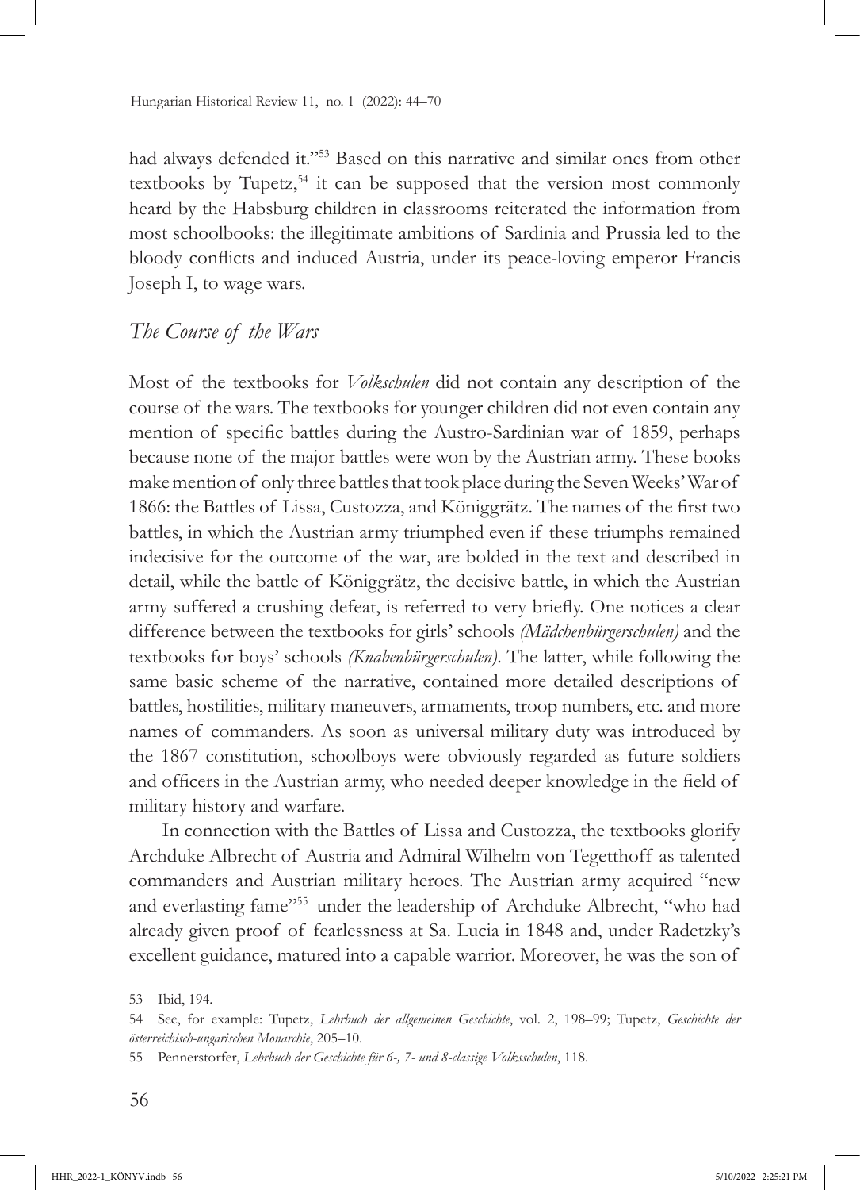had always defended it."[53] Based on this narrative and similar ones from other textbooks by Tupetz,[54] it can be supposed that the version most commonly heard by the Habsburg children in classrooms reiterated the information from most schoolbooks: the illegitimate ambitions of Sardinia and Prussia led to the bloody conflicts and induced Austria, under its peace-loving emperor Francis Joseph I, to wage wars.

## *The Course of the Wars*

Most of the textbooks for *Volkschulen* did not contain any description of the course of the wars. The textbooks for younger children did not even contain any mention of specific battles during the Austro-Sardinian war of 1859, perhaps because none of the major battles were won by the Austrian army. These books make mention of only three battles that took place during the Seven Weeks' War of 1866: the Battles of Lissa, Custozza, and Königgrätz. The names of the first two battles, in which the Austrian army triumphed even if these triumphs remained indecisive for the outcome of the war, are bolded in the text and described in detail, while the battle of Königgrätz, the decisive battle, in which the Austrian army suffered a crushing defeat, is referred to very briefly. One notices a clear difference between the textbooks for girls' schools *(Mädchenbürgerschulen)* and the textbooks for boys' schools *(Knabenbürgerschulen)*. The latter, while following the same basic scheme of the narrative, contained more detailed descriptions of battles, hostilities, military maneuvers, armaments, troop numbers, etc. and more names of commanders. As soon as universal military duty was introduced by the 1867 constitution, schoolboys were obviously regarded as future soldiers and officers in the Austrian army, who needed deeper knowledge in the field of military history and warfare.

In connection with the Battles of Lissa and Custozza, the textbooks glorify Archduke Albrecht of Austria and Admiral Wilhelm von Tegetthoff as talented commanders and Austrian military heroes. The Austrian army acquired "new and everlasting fame"[55] under the leadership of Archduke Albrecht, "who had already given proof of fearlessness at Sa. Lucia in 1848 and, under Radetzky's excellent guidance, matured into a capable warrior. Moreover, he was the son of

---

53 Ibid, 194.

54 See, for example: Tupetz, *Lehrbuch der allgemeinen Geschichte*, vol. 2, 198–99; Tupetz, *Geschichte der österreichisch-ungarischen Monarchie*, 205–10.

55 Pennerstorfer, *Lehrbuch der Geschichte für 6-, 7- und 8-classige Volksschulen*, 118.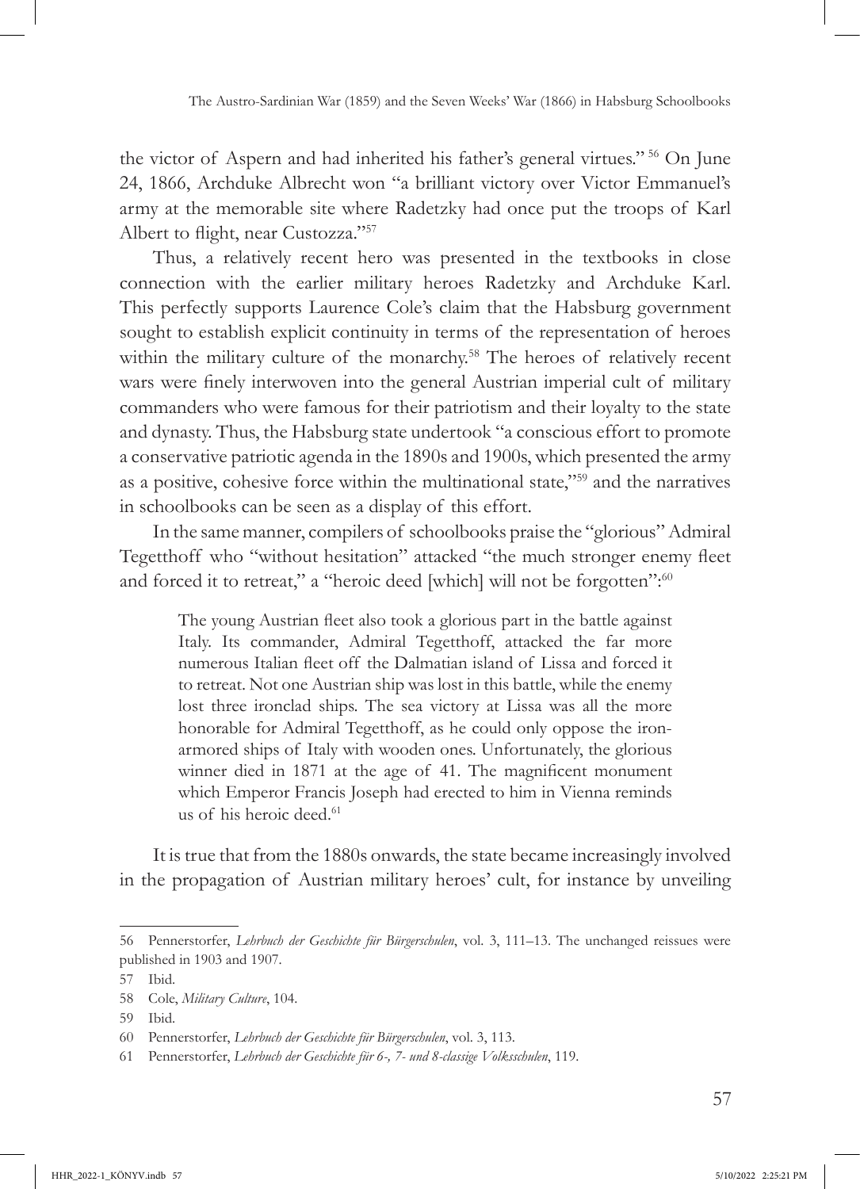the victor of Aspern and had inherited his father's general virtues."[56] On June 24, 1866, Archduke Albrecht won "a brilliant victory over Victor Emmanuel's army at the memorable site where Radetzky had once put the troops of Karl Albert to flight, near Custozza."[57]

Thus, a relatively recent hero was presented in the textbooks in close connection with the earlier military heroes Radetzky and Archduke Karl. This perfectly supports Laurence Cole's claim that the Habsburg government sought to establish explicit continuity in terms of the representation of heroes within the military culture of the monarchy.[58] The heroes of relatively recent wars were finely interwoven into the general Austrian imperial cult of military commanders who were famous for their patriotism and their loyalty to the state and dynasty. Thus, the Habsburg state undertook "a conscious effort to promote a conservative patriotic agenda in the 1890s and 1900s, which presented the army as a positive, cohesive force within the multinational state,"[59] and the narratives in schoolbooks can be seen as a display of this effort.

In the same manner, compilers of schoolbooks praise the "glorious" Admiral Tegetthoff who "without hesitation" attacked "the much stronger enemy fleet and forced it to retreat," a "heroic deed [which] will not be forgotten":[60]

> The young Austrian fleet also took a glorious part in the battle against Italy. Its commander, Admiral Tegetthoff, attacked the far more numerous Italian fleet off the Dalmatian island of Lissa and forced it to retreat. Not one Austrian ship was lost in this battle, while the enemy lost three ironclad ships. The sea victory at Lissa was all the more honorable for Admiral Tegetthoff, as he could only oppose the iron-armored ships of Italy with wooden ones. Unfortunately, the glorious winner died in 1871 at the age of 41. The magnificent monument which Emperor Francis Joseph had erected to him in Vienna reminds us of his heroic deed.[61]

It is true that from the 1880s onwards, the state became increasingly involved in the propagation of Austrian military heroes' cult, for instance by unveiling

---

56 Pennerstorfer, *Lehrbuch der Geschichte für Bürgerschulen*, vol. 3, 111–13. The unchanged reissues were published in 1903 and 1907.

57 Ibid.

58 Cole, *Military Culture*, 104.

59 Ibid.

60 Pennerstorfer, *Lehrbuch der Geschichte für Bürgerschulen*, vol. 3, 113.

61 Pennerstorfer, *Lehrbuch der Geschichte für 6-, 7- und 8-classige Volksschulen*, 119.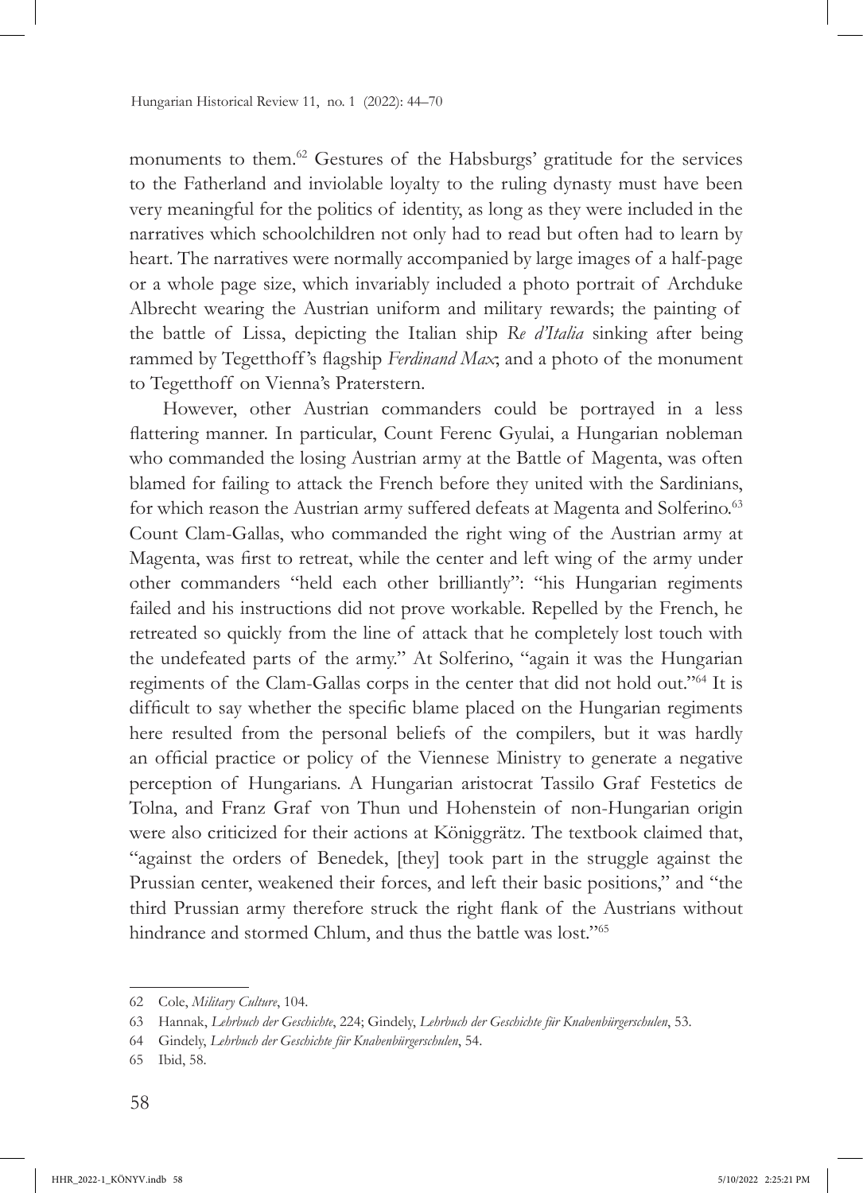monuments to them.[62] Gestures of the Habsburgs' gratitude for the services to the Fatherland and inviolable loyalty to the ruling dynasty must have been very meaningful for the politics of identity, as long as they were included in the narratives which schoolchildren not only had to read but often had to learn by heart. The narratives were normally accompanied by large images of a half-page or a whole page size, which invariably included a photo portrait of Archduke Albrecht wearing the Austrian uniform and military rewards; the painting of the battle of Lissa, depicting the Italian ship *Re d'Italia* sinking after being rammed by Tegetthoff's flagship *Ferdinand Max*; and a photo of the monument to Tegetthoff on Vienna's Praterstern.

However, other Austrian commanders could be portrayed in a less flattering manner. In particular, Count Ferenc Gyulai, a Hungarian nobleman who commanded the losing Austrian army at the Battle of Magenta, was often blamed for failing to attack the French before they united with the Sardinians, for which reason the Austrian army suffered defeats at Magenta and Solferino.[63] Count Clam-Gallas, who commanded the right wing of the Austrian army at Magenta, was first to retreat, while the center and left wing of the army under other commanders "held each other brilliantly": "his Hungarian regiments failed and his instructions did not prove workable. Repelled by the French, he retreated so quickly from the line of attack that he completely lost touch with the undefeated parts of the army." At Solferino, "again it was the Hungarian regiments of the Clam-Gallas corps in the center that did not hold out."[64] It is difficult to say whether the specific blame placed on the Hungarian regiments here resulted from the personal beliefs of the compilers, but it was hardly an official practice or policy of the Viennese Ministry to generate a negative perception of Hungarians. A Hungarian aristocrat Tassilo Graf Festetics de Tolna, and Franz Graf von Thun und Hohenstein of non-Hungarian origin were also criticized for their actions at Königgrätz. The textbook claimed that, "against the orders of Benedek, [they] took part in the struggle against the Prussian center, weakened their forces, and left their basic positions," and "the third Prussian army therefore struck the right flank of the Austrians without hindrance and stormed Chlum, and thus the battle was lost."[65]

---

62 Cole, *Military Culture*, 104.

63 Hannak, *Lehrbuch der Geschichte*, 224; Gindely, *Lehrbuch der Geschichte für Knabenbürgerschulen*, 53.

64 Gindely, *Lehrbuch der Geschichte für Knabenbürgerschulen*, 54.

65 Ibid, 58.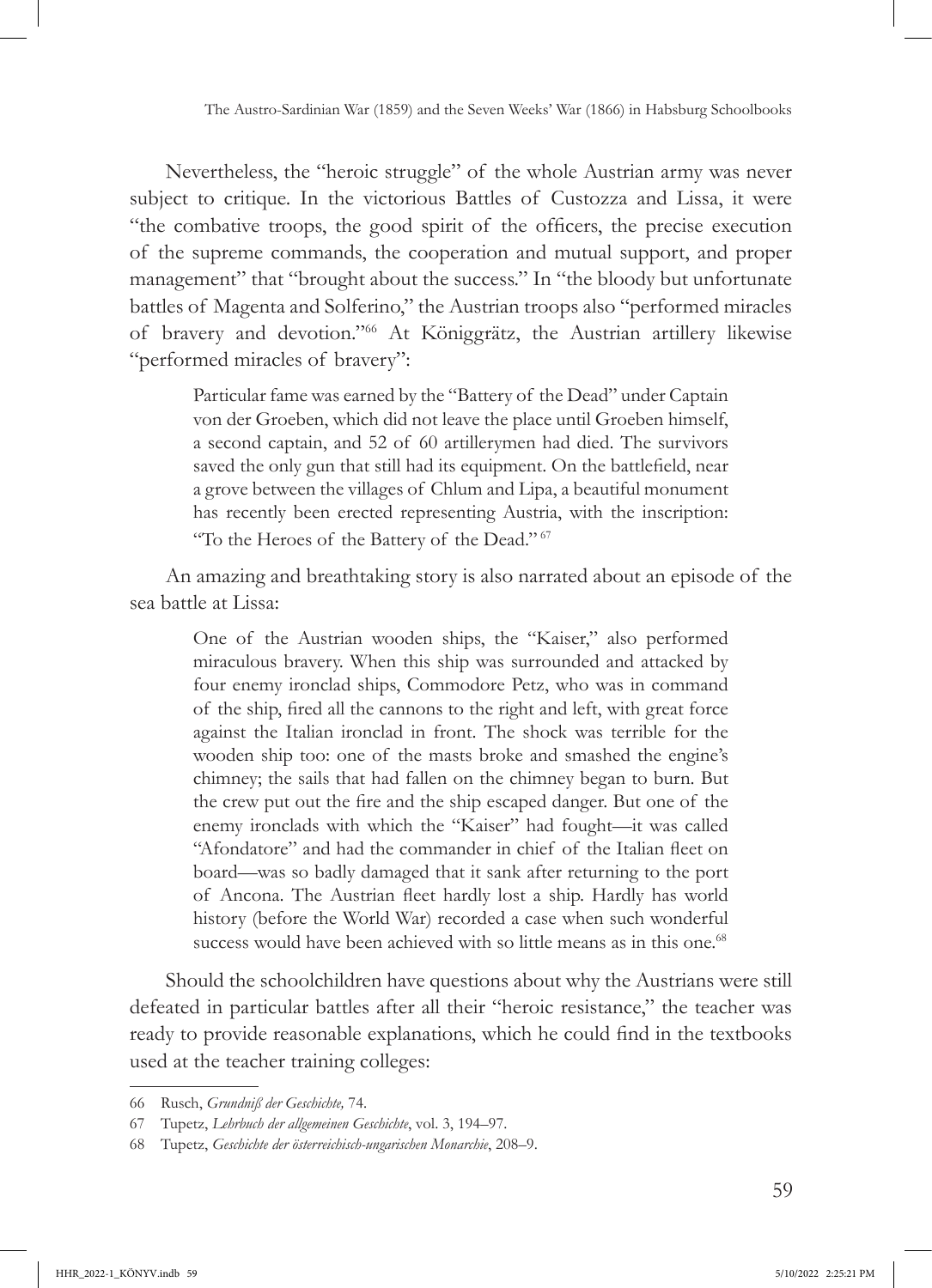Nevertheless, the "heroic struggle" of the whole Austrian army was never subject to critique. In the victorious Battles of Custozza and Lissa, it were "the combative troops, the good spirit of the officers, the precise execution of the supreme commands, the cooperation and mutual support, and proper management" that "brought about the success." In "the bloody but unfortunate battles of Magenta and Solferino," the Austrian troops also "performed miracles of bravery and devotion."[66] At Königgrätz, the Austrian artillery likewise "performed miracles of bravery":

> Particular fame was earned by the "Battery of the Dead" under Captain von der Groeben, which did not leave the place until Groeben himself, a second captain, and 52 of 60 artillerymen had died. The survivors saved the only gun that still had its equipment. On the battlefield, near a grove between the villages of Chlum and Lipa, a beautiful monument has recently been erected representing Austria, with the inscription: "To the Heroes of the Battery of the Dead."[67]

An amazing and breathtaking story is also narrated about an episode of the sea battle at Lissa:

> One of the Austrian wooden ships, the "Kaiser," also performed miraculous bravery. When this ship was surrounded and attacked by four enemy ironclad ships, Commodore Petz, who was in command of the ship, fired all the cannons to the right and left, with great force against the Italian ironclad in front. The shock was terrible for the wooden ship too: one of the masts broke and smashed the engine's chimney; the sails that had fallen on the chimney began to burn. But the crew put out the fire and the ship escaped danger. But one of the enemy ironclads with which the "Kaiser" had fought—it was called "Afondatore" and had the commander in chief of the Italian fleet on board—was so badly damaged that it sank after returning to the port of Ancona. The Austrian fleet hardly lost a ship. Hardly has world history (before the World War) recorded a case when such wonderful success would have been achieved with so little means as in this one.[68]

Should the schoolchildren have questions about why the Austrians were still defeated in particular battles after all their "heroic resistance," the teacher was ready to provide reasonable explanations, which he could find in the textbooks used at the teacher training colleges:

---

66 Rusch, *Grundniß der Geschichte,* 74.

67 Tupetz, *Lehrbuch der allgemeinen Geschichte*, vol. 3, 194–97.

68 Tupetz, *Geschichte der österreichisch-ungarischen Monarchie*, 208–9.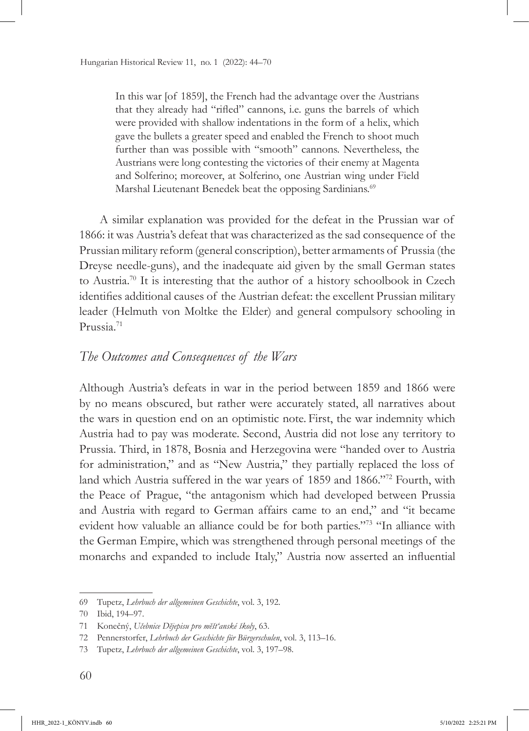> In this war [of 1859], the French had the advantage over the Austrians that they already had "rifled" cannons, i.e. guns the barrels of which were provided with shallow indentations in the form of a helix, which gave the bullets a greater speed and enabled the French to shoot much further than was possible with "smooth" cannons. Nevertheless, the Austrians were long contesting the victories of their enemy at Magenta and Solferino; moreover, at Solferino, one Austrian wing under Field Marshal Lieutenant Benedek beat the opposing Sardinians.[69]

A similar explanation was provided for the defeat in the Prussian war of 1866: it was Austria's defeat that was characterized as the sad consequence of the Prussian military reform (general conscription), better armaments of Prussia (the Dreyse needle-guns), and the inadequate aid given by the small German states to Austria.[70] It is interesting that the author of a history schoolbook in Czech identifies additional causes of the Austrian defeat: the excellent Prussian military leader (Helmuth von Moltke the Elder) and general compulsory schooling in Prussia.[71]

## *The Outcomes and Consequences of the Wars*

Although Austria's defeats in war in the period between 1859 and 1866 were by no means obscured, but rather were accurately stated, all narratives about the wars in question end on an optimistic note. First, the war indemnity which Austria had to pay was moderate. Second, Austria did not lose any territory to Prussia. Third, in 1878, Bosnia and Herzegovina were "handed over to Austria for administration," and as "New Austria," they partially replaced the loss of land which Austria suffered in the war years of 1859 and 1866."[72] Fourth, with the Peace of Prague, "the antagonism which had developed between Prussia and Austria with regard to German affairs came to an end," and "it became evident how valuable an alliance could be for both parties."[73] "In alliance with the German Empire, which was strengthened through personal meetings of the monarchs and expanded to include Italy," Austria now asserted an influential

---

69 Tupetz, *Lehrbuch der allgemeinen Geschichte*, vol. 3, 192.

70 Ibid, 194–97.

71 Konečný, *Učebnice Dějepisu pro měšťanské školy*, 63.

72 Pennerstorfer, *Lehrbuch der Geschichte für Bürgerschulen*, vol. 3, 113–16.

73 Tupetz, *Lehrbuch der allgemeinen Geschichte*, vol. 3, 197–98.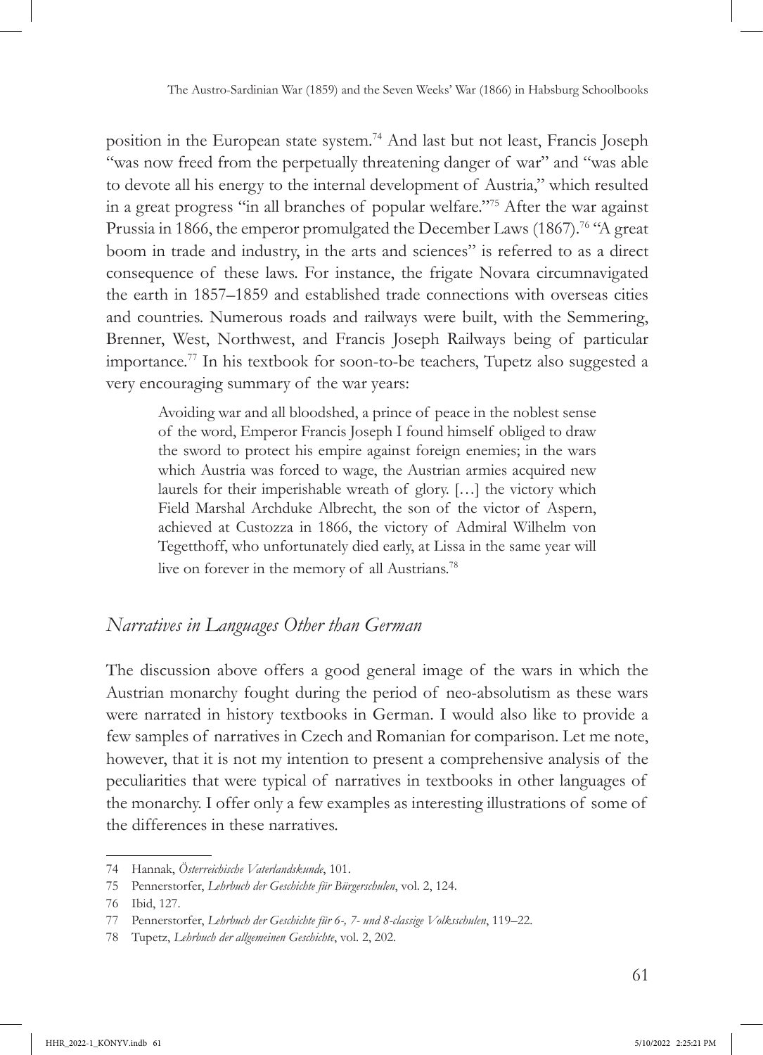position in the European state system.[74] And last but not least, Francis Joseph "was now freed from the perpetually threatening danger of war" and "was able to devote all his energy to the internal development of Austria," which resulted in a great progress "in all branches of popular welfare."[75] After the war against Prussia in 1866, the emperor promulgated the December Laws (1867).[76] "A great boom in trade and industry, in the arts and sciences" is referred to as a direct consequence of these laws. For instance, the frigate Novara circumnavigated the earth in 1857–1859 and established trade connections with overseas cities and countries. Numerous roads and railways were built, with the Semmering, Brenner, West, Northwest, and Francis Joseph Railways being of particular importance.[77] In his textbook for soon-to-be teachers, Tupetz also suggested a very encouraging summary of the war years:

> Avoiding war and all bloodshed, a prince of peace in the noblest sense of the word, Emperor Francis Joseph I found himself obliged to draw the sword to protect his empire against foreign enemies; in the wars which Austria was forced to wage, the Austrian armies acquired new laurels for their imperishable wreath of glory. […] the victory which Field Marshal Archduke Albrecht, the son of the victor of Aspern, achieved at Custozza in 1866, the victory of Admiral Wilhelm von Tegetthoff, who unfortunately died early, at Lissa in the same year will live on forever in the memory of all Austrians.[78]

## *Narratives in Languages Other than German*

The discussion above offers a good general image of the wars in which the Austrian monarchy fought during the period of neo-absolutism as these wars were narrated in history textbooks in German. I would also like to provide a few samples of narratives in Czech and Romanian for comparison. Let me note, however, that it is not my intention to present a comprehensive analysis of the peculiarities that were typical of narratives in textbooks in other languages of the monarchy. I offer only a few examples as interesting illustrations of some of the differences in these narratives.

---

74 Hannak, *Österreichische Vaterlandskunde*, 101.

75 Pennerstorfer, *Lehrbuch der Geschichte für Bürgerschulen*, vol. 2, 124.

76 Ibid, 127.

77 Pennerstorfer, *Lehrbuch der Geschichte für 6-, 7- und 8-classige Volksschulen*, 119–22.

78 Tupetz, *Lehrbuch der allgemeinen Geschichte*, vol. 2, 202.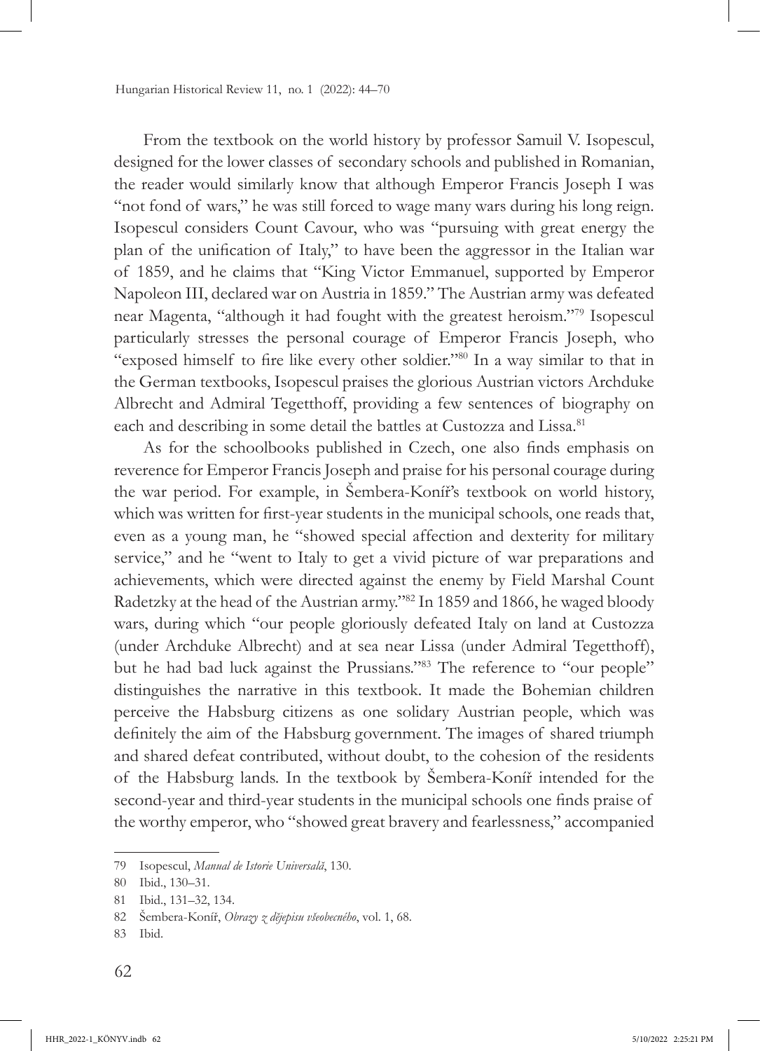From the textbook on the world history by professor Samuil V. Isopescul, designed for the lower classes of secondary schools and published in Romanian, the reader would similarly know that although Emperor Francis Joseph I was "not fond of wars," he was still forced to wage many wars during his long reign. Isopescul considers Count Cavour, who was "pursuing with great energy the plan of the unification of Italy," to have been the aggressor in the Italian war of 1859, and he claims that "King Victor Emmanuel, supported by Emperor Napoleon III, declared war on Austria in 1859." The Austrian army was defeated near Magenta, "although it had fought with the greatest heroism."[79] Isopescul particularly stresses the personal courage of Emperor Francis Joseph, who "exposed himself to fire like every other soldier."[80] In a way similar to that in the German textbooks, Isopescul praises the glorious Austrian victors Archduke Albrecht and Admiral Tegetthoff, providing a few sentences of biography on each and describing in some detail the battles at Custozza and Lissa.[81]

As for the schoolbooks published in Czech, one also finds emphasis on reverence for Emperor Francis Joseph and praise for his personal courage during the war period. For example, in Šembera-Koníř's textbook on world history, which was written for first-year students in the municipal schools, one reads that, even as a young man, he "showed special affection and dexterity for military service," and he "went to Italy to get a vivid picture of war preparations and achievements, which were directed against the enemy by Field Marshal Count Radetzky at the head of the Austrian army."[82] In 1859 and 1866, he waged bloody wars, during which "our people gloriously defeated Italy on land at Custozza (under Archduke Albrecht) and at sea near Lissa (under Admiral Tegetthoff), but he had bad luck against the Prussians."[83] The reference to "our people" distinguishes the narrative in this textbook. It made the Bohemian children perceive the Habsburg citizens as one solidary Austrian people, which was definitely the aim of the Habsburg government. The images of shared triumph and shared defeat contributed, without doubt, to the cohesion of the residents of the Habsburg lands. In the textbook by Šembera-Koníř intended for the second-year and third-year students in the municipal schools one finds praise of the worthy emperor, who "showed great bravery and fearlessness," accompanied

---

79 Isopescul, *Manual de Istorie Universală*, 130.

80 Ibid., 130–31.

81 Ibid., 131–32, 134.

82 Šembera-Koníř, *Obrazy z dějepisu všeobecného*, vol. 1, 68.

83 Ibid.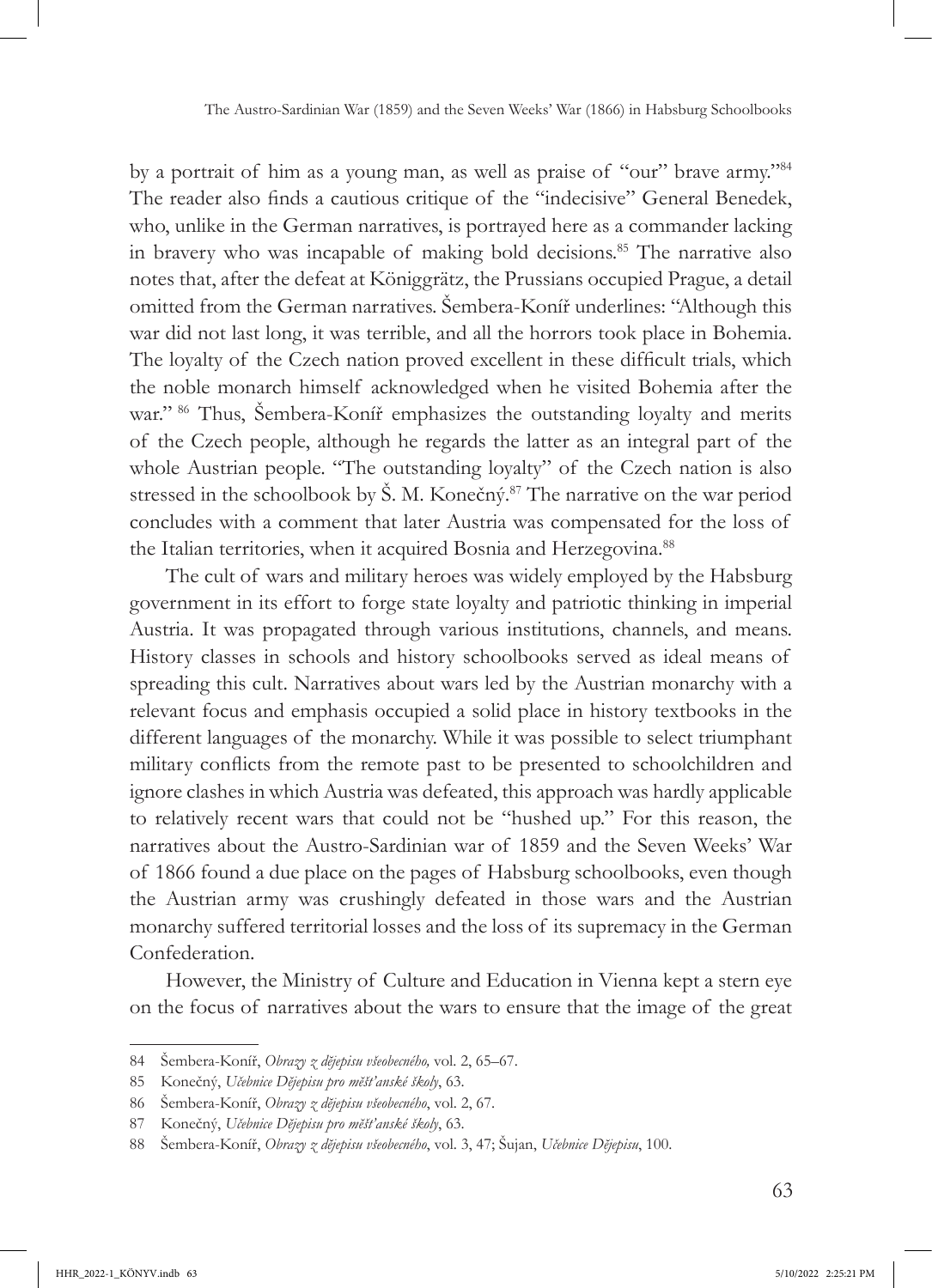by a portrait of him as a young man, as well as praise of "our" brave army."[84] The reader also finds a cautious critique of the "indecisive" General Benedek, who, unlike in the German narratives, is portrayed here as a commander lacking in bravery who was incapable of making bold decisions.[85] The narrative also notes that, after the defeat at Königgrätz, the Prussians occupied Prague, a detail omitted from the German narratives. Šembera-Koníř underlines: "Although this war did not last long, it was terrible, and all the horrors took place in Bohemia. The loyalty of the Czech nation proved excellent in these difficult trials, which the noble monarch himself acknowledged when he visited Bohemia after the war." [86] Thus, Šembera-Koníř emphasizes the outstanding loyalty and merits of the Czech people, although he regards the latter as an integral part of the whole Austrian people. "The outstanding loyalty" of the Czech nation is also stressed in the schoolbook by Š. M. Konečný.[87] The narrative on the war period concludes with a comment that later Austria was compensated for the loss of the Italian territories, when it acquired Bosnia and Herzegovina.[88]

The cult of wars and military heroes was widely employed by the Habsburg government in its effort to forge state loyalty and patriotic thinking in imperial Austria. It was propagated through various institutions, channels, and means. History classes in schools and history schoolbooks served as ideal means of spreading this cult. Narratives about wars led by the Austrian monarchy with a relevant focus and emphasis occupied a solid place in history textbooks in the different languages of the monarchy. While it was possible to select triumphant military conflicts from the remote past to be presented to schoolchildren and ignore clashes in which Austria was defeated, this approach was hardly applicable to relatively recent wars that could not be "hushed up." For this reason, the narratives about the Austro-Sardinian war of 1859 and the Seven Weeks' War of 1866 found a due place on the pages of Habsburg schoolbooks, even though the Austrian army was crushingly defeated in those wars and the Austrian monarchy suffered territorial losses and the loss of its supremacy in the German Confederation.

However, the Ministry of Culture and Education in Vienna kept a stern eye on the focus of narratives about the wars to ensure that the image of the great

---

84 Šembera-Koníř, *Obrazy z dějepisu všeobecného,* vol. 2, 65–67.

85 Konečný, *Učebnice Dějepisu pro měšťanské školy*, 63.

86 Šembera-Koníř, *Obrazy z dějepisu všeobecného*, vol. 2, 67.

87 Konečný, *Učebnice Dějepisu pro měšťanské školy*, 63.

88 Šembera-Koníř, *Obrazy z dějepisu všeobecného*, vol. 3, 47; Šujan, *Učebnice Dějepisu*, 100.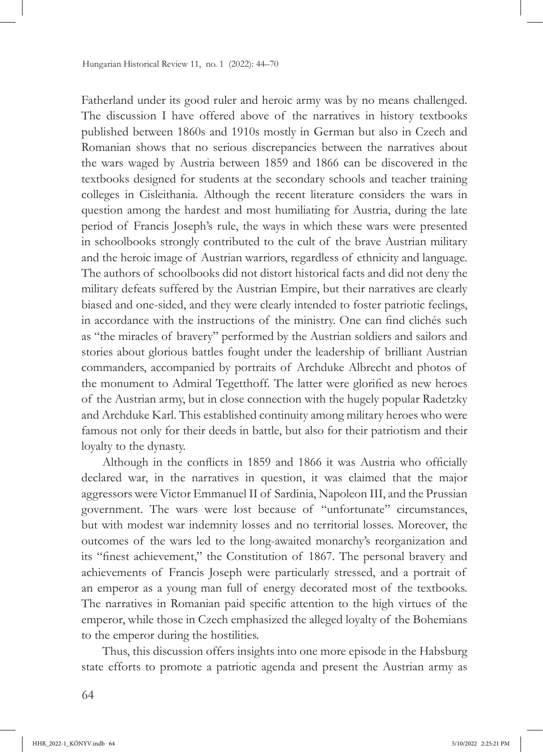Fatherland under its good ruler and heroic army was by no means challenged. The discussion I have offered above of the narratives in history textbooks published between 1860s and 1910s mostly in German but also in Czech and Romanian shows that no serious discrepancies between the narratives about the wars waged by Austria between 1859 and 1866 can be discovered in the textbooks designed for students at the secondary schools and teacher training colleges in Cisleithania. Although the recent literature considers the wars in question among the hardest and most humiliating for Austria, during the late period of Francis Joseph's rule, the ways in which these wars were presented in schoolbooks strongly contributed to the cult of the brave Austrian military and the heroic image of Austrian warriors, regardless of ethnicity and language. The authors of schoolbooks did not distort historical facts and did not deny the military defeats suffered by the Austrian Empire, but their narratives are clearly biased and one-sided, and they were clearly intended to foster patriotic feelings, in accordance with the instructions of the ministry. One can find clichés such as "the miracles of bravery" performed by the Austrian soldiers and sailors and stories about glorious battles fought under the leadership of brilliant Austrian commanders, accompanied by portraits of Archduke Albrecht and photos of the monument to Admiral Tegetthoff. The latter were glorified as new heroes of the Austrian army, but in close connection with the hugely popular Radetzky and Archduke Karl. This established continuity among military heroes who were famous not only for their deeds in battle, but also for their patriotism and their loyalty to the dynasty.

Although in the conflicts in 1859 and 1866 it was Austria who officially declared war, in the narratives in question, it was claimed that the major aggressors were Victor Emmanuel II of Sardinia, Napoleon III, and the Prussian government. The wars were lost because of "unfortunate" circumstances, but with modest war indemnity losses and no territorial losses. Moreover, the outcomes of the wars led to the long-awaited monarchy's reorganization and its "finest achievement," the Constitution of 1867. The personal bravery and achievements of Francis Joseph were particularly stressed, and a portrait of an emperor as a young man full of energy decorated most of the textbooks. The narratives in Romanian paid specific attention to the high virtues of the emperor, while those in Czech emphasized the alleged loyalty of the Bohemians to the emperor during the hostilities.

Thus, this discussion offers insights into one more episode in the Habsburg state efforts to promote a patriotic agenda and present the Austrian army as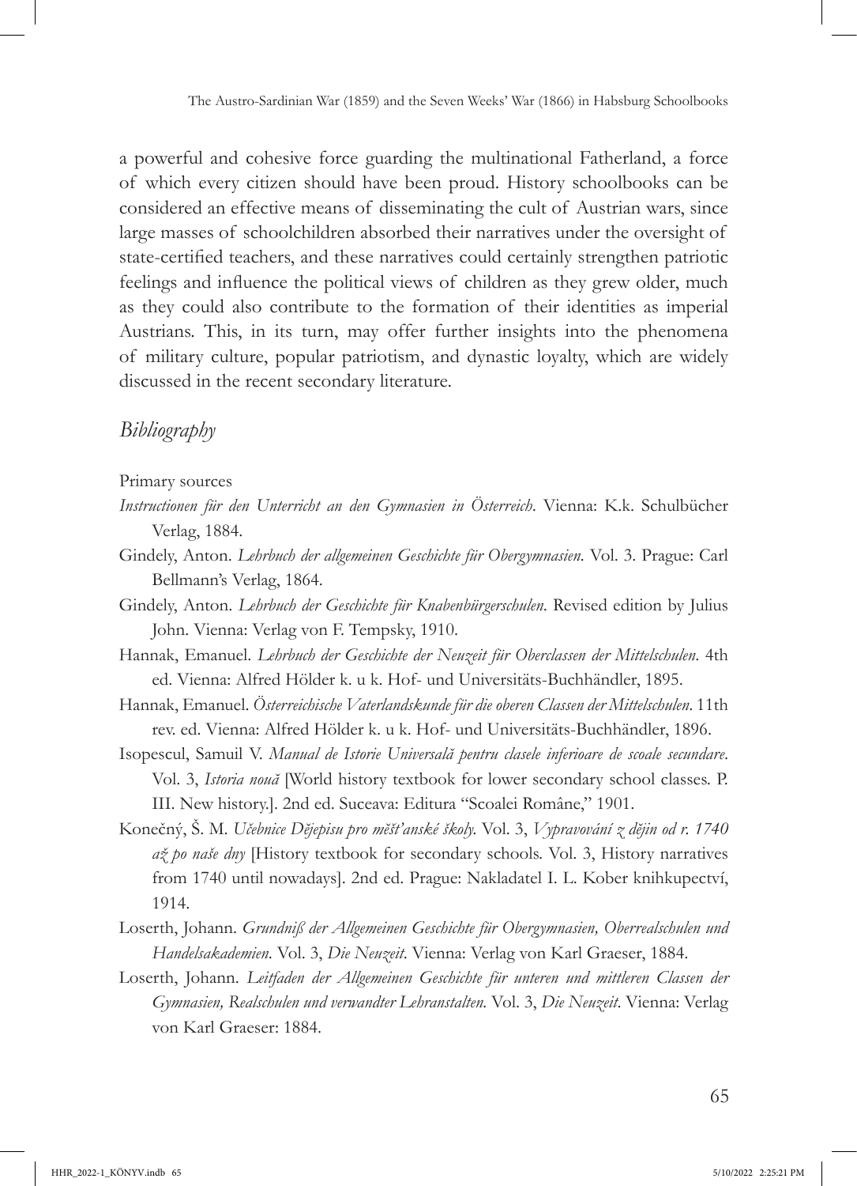a powerful and cohesive force guarding the multinational Fatherland, a force of which every citizen should have been proud. History schoolbooks can be considered an effective means of disseminating the cult of Austrian wars, since large masses of schoolchildren absorbed their narratives under the oversight of state-certified teachers, and these narratives could certainly strengthen patriotic feelings and influence the political views of children as they grew older, much as they could also contribute to the formation of their identities as imperial Austrians. This, in its turn, may offer further insights into the phenomena of military culture, popular patriotism, and dynastic loyalty, which are widely discussed in the recent secondary literature.

## *Bibliography*

Primary sources

*Instructionen für den Unterricht an den Gymnasien in Österreich*. Vienna: K.k. Schulbücher Verlag, 1884.

Gindely, Anton. *Lehrbuch der allgemeinen Geschichte für Obergymnasien*. Vol. 3. Prague: Carl Bellmann's Verlag, 1864.

Gindely, Anton. *Lehrbuch der Geschichte für Knabenbürgerschulen*. Revised edition by Julius John. Vienna: Verlag von F. Tempsky, 1910.

Hannak, Emanuel. *Lehrbuch der Geschichte der Neuzeit für Oberclassen der Mittelschulen*. 4th ed. Vienna: Alfred Hölder k. u k. Hof- und Universitäts-Buchhändler, 1895.

Hannak, Emanuel. *Österreichische Vaterlandskunde für die oberen Classen der Mittelschulen*. 11th rev. ed. Vienna: Alfred Hölder k. u k. Hof- und Universitäts-Buchhändler, 1896.

Isopescul, Samuil V. *Manual de Istorie Universală pentru clasele inferioare de scoale secundare*. Vol. 3, *Istoria nouă* [World history textbook for lower secondary school classes. P. III. New history.]. 2nd ed. Suceava: Editura "Scoalei Române," 1901.

Konečný, Š. M. *Učebnice Dějepisu pro měšťanské školy*. Vol. 3, *Vypravování z dějin od r. 1740 až po naše dny* [History textbook for secondary schools. Vol. 3, History narratives from 1740 until nowadays]. 2nd ed. Prague: Nakladatel I. L. Kober knihkupectví, 1914.

Loserth, Johann. *Grundniß der Allgemeinen Geschichte für Obergymnasien, Oberrealschulen und Handelsakademien*. Vol. 3, *Die Neuzeit*. Vienna: Verlag von Karl Graeser, 1884.

Loserth, Johann. *Leitfaden der Allgemeinen Geschichte für unteren und mittleren Classen der Gymnasien, Realschulen und verwandter Lehranstalten*. Vol. 3, *Die Neuzeit*. Vienna: Verlag von Karl Graeser: 1884.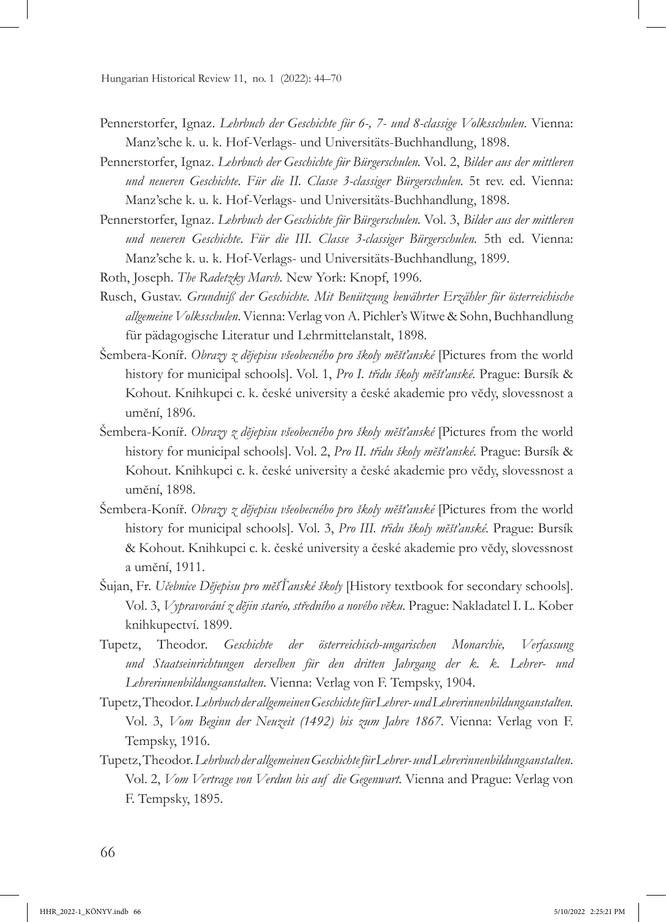Pennerstorfer, Ignaz. *Lehrbuch der Geschichte für 6-, 7- und 8-classige Volksschulen*. Vienna: Manz'sche k. u. k. Hof-Verlags- und Universitäts-Buchhandlung, 1898.

Pennerstorfer, Ignaz. *Lehrbuch der Geschichte für Bürgerschulen*. Vol. 2, *Bilder aus der mittleren und neueren Geschichte. Für die II. Classe 3-classiger Bürgerschulen*. 5t rev. ed. Vienna: Manz'sche k. u. k. Hof-Verlags- und Universitäts-Buchhandlung, 1898.

Pennerstorfer, Ignaz. *Lehrbuch der Geschichte für Bürgerschulen*. Vol. 3, *Bilder aus der mittleren und neueren Geschichte. Für die III. Classe 3-classiger Bürgerschulen*. 5th ed. Vienna: Manz'sche k. u. k. Hof-Verlags- und Universitäts-Buchhandlung, 1899.

Roth, Joseph. *The Radetzky March*. New York: Knopf, 1996.

Rusch, Gustav. *Grundniß der Geschichte. Mit Benützung bewährter Erzähler für österreichische allgemeine Volksschulen*. Vienna: Verlag von A. Pichler's Witwe & Sohn, Buchhandlung für pädagogische Literatur und Lehrmittelanstalt, 1898.

Šembera-Koníř. *Obrazy z dějepisu všeobecného pro školy měšťanské* [Pictures from the world history for municipal schools]. Vol. 1, *Pro I. třídu školy měšťanské*. Prague: Bursík & Kohout. Knihkupci c. k. české university a české akademie pro vědy, slovessnost a umění, 1896.

Šembera-Koníř. *Obrazy z dějepisu všeobecného pro školy měšťanské* [Pictures from the world history for municipal schools]. Vol. 2, *Pro II. třídu školy měšťanské*. Prague: Bursík & Kohout. Knihkupci c. k. české university a české akademie pro vědy, slovessnost a umění, 1898.

Šembera-Koníř. *Obrazy z dějepisu všeobecného pro školy měšťanské* [Pictures from the world history for municipal schools]. Vol. 3, *Pro III. třídu školy měšťanské*. Prague: Bursík & Kohout. Knihkupci c. k. české university a české akademie pro vědy, slovessnost a umění, 1911.

Šujan, Fr. *Učebnice Dějepisu pro měšŤanské školy* [History textbook for secondary schools]. Vol. 3, *Vypravování z dějin staréo, středního a nového věku*. Prague: Nakladatel I. L. Kober knihkupectví. 1899.

Tupetz, Theodor. *Geschichte der österreichisch-ungarischen Monarchie, Verfassung und Staatseinrichtungen derselben für den dritten Jahrgang der k. k. Lehrer- und Lehrerinnenbildungsanstalten*. Vienna: Verlag von F. Tempsky, 1904.

Tupetz, Theodor. *Lehrbuch der allgemeinen Geschichte für Lehrer- und Lehrerinnenbildungsanstalten*. Vol. 3, *Vom Beginn der Neuzeit (1492) bis zum Jahre 1867*. Vienna: Verlag von F. Tempsky, 1916.

Tupetz, Theodor. *Lehrbuch der allgemeinen Geschichte für Lehrer- und Lehrerinnenbildungsanstalten*. Vol. 2, *Vom Vertrage von Verdun bis auf die Gegenwart*. Vienna and Prague: Verlag von F. Tempsky, 1895.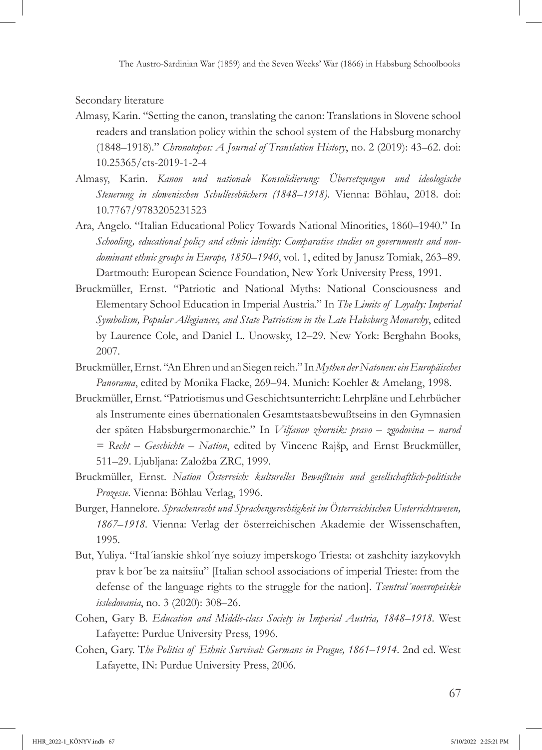Secondary literature

Almasy, Karin. "Setting the canon, translating the canon: Translations in Slovene school readers and translation policy within the school system of the Habsburg monarchy (1848–1918)." *Chronotopos: A Journal of Translation History*, no. 2 (2019): 43–62. doi: 10.25365/cts-2019-1-2-4

Almasy, Karin. *Kanon und nationale Konsolidierung: Übersetzungen und ideologische Steuerung in slowenischen Schullesebüchern (1848–1918)*. Vienna: Böhlau, 2018. doi: 10.7767/9783205231523

Ara, Angelo. "Italian Educational Policy Towards National Minorities, 1860–1940." In *Schooling, educational policy and ethnic identity: Comparative studies on governments and non-dominant ethnic groups in Europe, 1850–1940*, vol. 1, edited by Janusz Tomiak, 263–89. Dartmouth: European Science Foundation, New York University Press, 1991.

Bruckmüller, Ernst. "Patriotic and National Myths: National Consciousness and Elementary School Education in Imperial Austria." In *The Limits of Loyalty: Imperial Symbolism, Popular Allegiances, and State Patriotism in the Late Habsburg Monarchy*, edited by Laurence Cole, and Daniel L. Unowsky, 12–29. New York: Berghahn Books, 2007.

Bruckmüller, Ernst. "An Ehren und an Siegen reich." In *Mythen der Natonen: ein Europäisches Panorama*, edited by Monika Flacke, 269–94. Munich: Koehler & Amelang, 1998.

Bruckmüller, Ernst. "Patriotismus und Geschichtsunterricht: Lehrpläne und Lehrbücher als Instrumente eines übernationalen Gesamtstaatsbewußtseins in den Gymnasien der späten Habsburgermonarchie." In *Vilfanov zbornik: pravo – zgodovina – narod = Recht – Geschichte – Nation*, edited by Vincenc Rajšp, and Ernst Bruckmüller, 511–29. Ljubljana: Založba ZRC, 1999.

Bruckmüller, Ernst. *Nation Österreich: kulturelles Bewußtsein und gesellschaftlich-politische Prozesse*. Vienna: Böhlau Verlag, 1996.

Burger, Hannelore. *Sprachenrecht und Sprachengerechtigkeit im Österreichischen Unterrichtswesen, 1867–1918*. Vienna: Verlag der österreichischen Akademie der Wissenschaften, 1995.

But, Yuliya. "Ital´ianskie shkol´nye soiuzy imperskogo Triesta: ot zashchity iazykovykh prav k bor´be za naitsiiu" [Italian school associations of imperial Trieste: from the defense of the language rights to the struggle for the nation]. *Tsentral´noevropeiskie issledovania*, no. 3 (2020): 308–26.

Cohen, Gary B. *Education and Middle-class Society in Imperial Austria, 1848–1918*. West Lafayette: Purdue University Press, 1996.

Cohen, Gary. T*he Politics of Ethnic Survival: Germans in Prague, 1861–1914*. 2nd ed. West Lafayette, IN: Purdue University Press, 2006.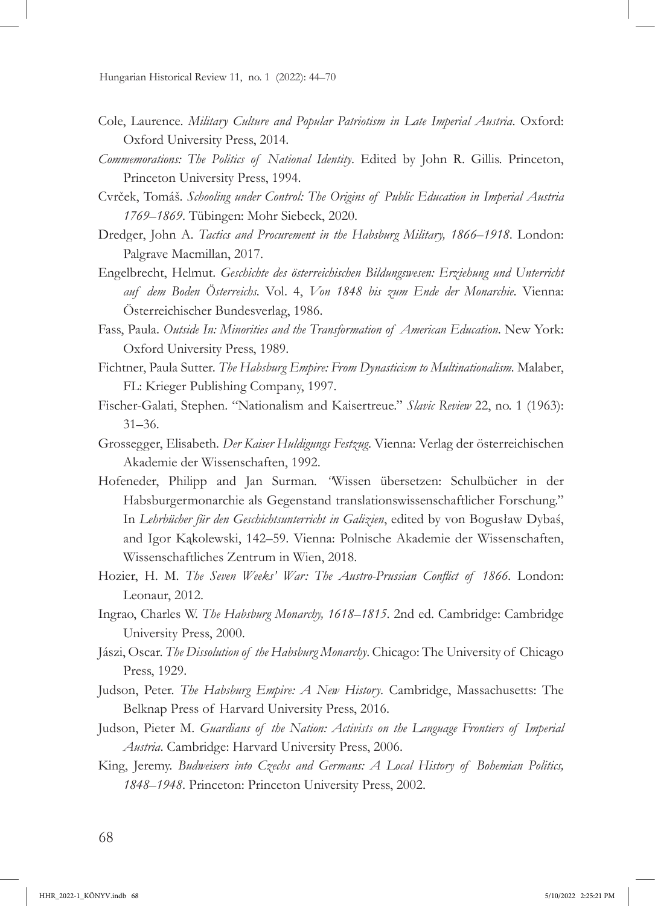Cole, Laurence. *Military Culture and Popular Patriotism in Late Imperial Austria*. Oxford: Oxford University Press, 2014.

*Commemorations: The Politics of National Identity*. Edited by John R. Gillis. Princeton, Princeton University Press, 1994.

Cvrček, Tomáš. *Schooling under Control: The Origins of Public Education in Imperial Austria 1769–1869*. Tübingen: Mohr Siebeck, 2020.

Dredger, John A. *Tactics and Procurement in the Habsburg Military, 1866–1918*. London: Palgrave Macmillan, 2017.

Engelbrecht, Helmut. *Geschichte des österreichischen Bildungswesen: Erziehung und Unterricht auf dem Boden Österreichs*. Vol. 4, *Von 1848 bis zum Ende der Monarchie*. Vienna: Österreichischer Bundesverlag, 1986.

Fass, Paula. *Outside In: Minorities and the Transformation of American Education*. New York: Oxford University Press, 1989.

Fichtner, Paula Sutter. *The Habsburg Empire: From Dynasticism to Multinationalism*. Malaber, FL: Krieger Publishing Company, 1997.

Fischer-Galati, Stephen. "Nationalism and Kaisertreue." *Slavic Review* 22, no. 1 (1963): 31–36.

Grossegger, Elisabeth. *Der Kaiser Huldigungs Festzug*. Vienna: Verlag der österreichischen Akademie der Wissenschaften, 1992.

Hofeneder, Philipp and Jan Surman. "Wissen übersetzen: Schulbücher in der Habsburgermonarchie als Gegenstand translationswissenschaftlicher Forschung." In *Lehrbücher für den Geschichtsunterricht in Galizien*, edited by von Bogusław Dybaś, and Igor Kąkolewski, 142–59. Vienna: Polnische Akademie der Wissenschaften, Wissenschaftliches Zentrum in Wien, 2018.

Hozier, H. M. *The Seven Weeks' War: The Austro-Prussian Conflict of 1866*. London: Leonaur, 2012.

Ingrao, Charles W. *The Habsburg Monarchy, 1618–1815*. 2nd ed. Cambridge: Cambridge University Press, 2000.

Jászi, Oscar. *The Dissolution of the Habsburg Monarchy*. Chicago: The University of Chicago Press, 1929.

Judson, Peter. *The Habsburg Empire: A New History*. Cambridge, Massachusetts: The Belknap Press of Harvard University Press, 2016.

Judson, Pieter M. *Guardians of the Nation: Activists on the Language Frontiers of Imperial Austria*. Cambridge: Harvard University Press, 2006.

King, Jeremy. *Budweisers into Czechs and Germans: A Local History of Bohemian Politics, 1848–1948*. Princeton: Princeton University Press, 2002.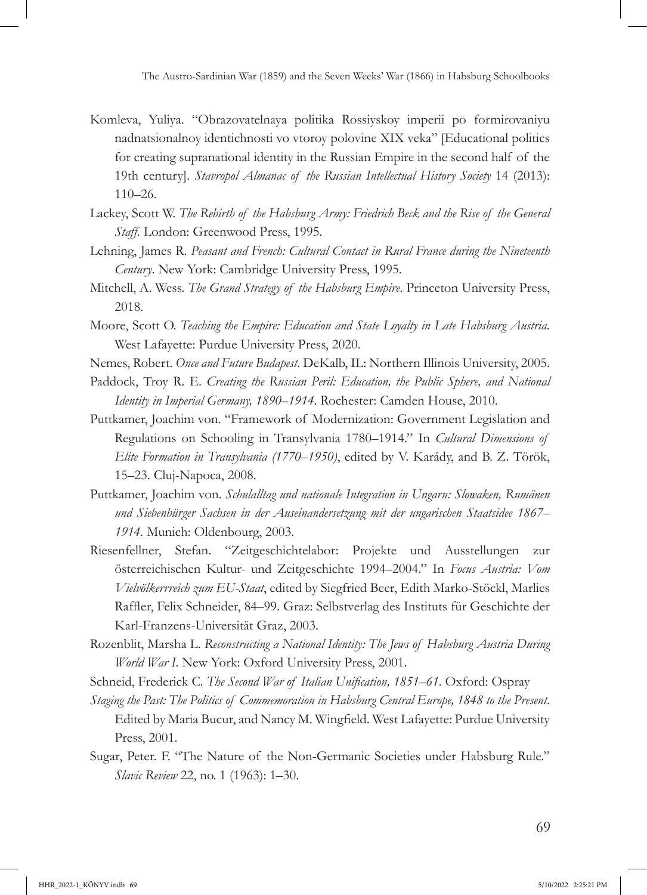Komleva, Yuliya. "Obrazovatelnaya politika Rossiyskoy imperii po formirovaniyu nadnatsionalnoy identichnosti vo vtoroy polovine XIX veka" [Educational politics for creating supranational identity in the Russian Empire in the second half of the 19th century]. *Stavropol Almanac of the Russian Intellectual History Society* 14 (2013): 110–26.

Lackey, Scott W. *The Rebirth of the Habsburg Army: Friedrich Beck and the Rise of the General Staff*. London: Greenwood Press, 1995.

Lehning, James R. *Peasant and French: Cultural Contact in Rural France during the Nineteenth Century*. New York: Cambridge University Press, 1995.

Mitchell, A. Wess. *The Grand Strategy of the Habsburg Empire*. Princeton University Press, 2018.

Moore, Scott O. *Teaching the Empire: Education and State Loyalty in Late Habsburg Austria*. West Lafayette: Purdue University Press, 2020.

Nemes, Robert. *Once and Future Budapest*. DeKalb, IL: Northern Illinois University, 2005.

Paddock, Troy R. E. *Creating the Russian Peril: Education, the Public Sphere, and National Identity in Imperial Germany, 1890–1914*. Rochester: Camden House, 2010.

Puttkamer, Joachim von. "Framework of Modernization: Government Legislation and Regulations on Schooling in Transylvania 1780–1914." In *Cultural Dimensions of Elite Formation in Transylvania (1770–1950)*, edited by V. Karády, and B. Z. Török, 15–23. Cluj-Napoca, 2008.

Puttkamer, Joachim von. *Schulalltag und nationale Integration in Ungarn: Slowaken, Rumänen und Siebenbürger Sachsen in der Auseinandersetzung mit der ungarischen Staatsidee 1867–1914*. Munich: Oldenbourg, 2003.

Riesenfellner, Stefan. "Zeitgeschichtelabor: Projekte und Ausstellungen zur österreichischen Kultur- und Zeitgeschichte 1994–2004." In *Focus Austria: Vom Vielvölkerreich zum EU-Staat*, edited by Siegfried Beer, Edith Marko-Stöckl, Marlies Raffler, Felix Schneider, 84–99. Graz: Selbstverlag des Instituts für Geschichte der Karl-Franzens-Universität Graz, 2003.

Rozenblit, Marsha L. *Reconstructing a National Identity: The Jews of Habsburg Austria During World War I*. New York: Oxford University Press, 2001.

Schneid, Frederick C. *The Second War of Italian Unification, 1851–61*. Oxford: Ospray

*Staging the Past: The Politics of Commemoration in Habsburg Central Europe, 1848 to the Present*. Edited by Maria Bucur, and Nancy M. Wingfield. West Lafayette: Purdue University Press, 2001.

Sugar, Peter. F. "The Nature of the Non-Germanic Societies under Habsburg Rule." *Slavic Review* 22, no. 1 (1963): 1–30.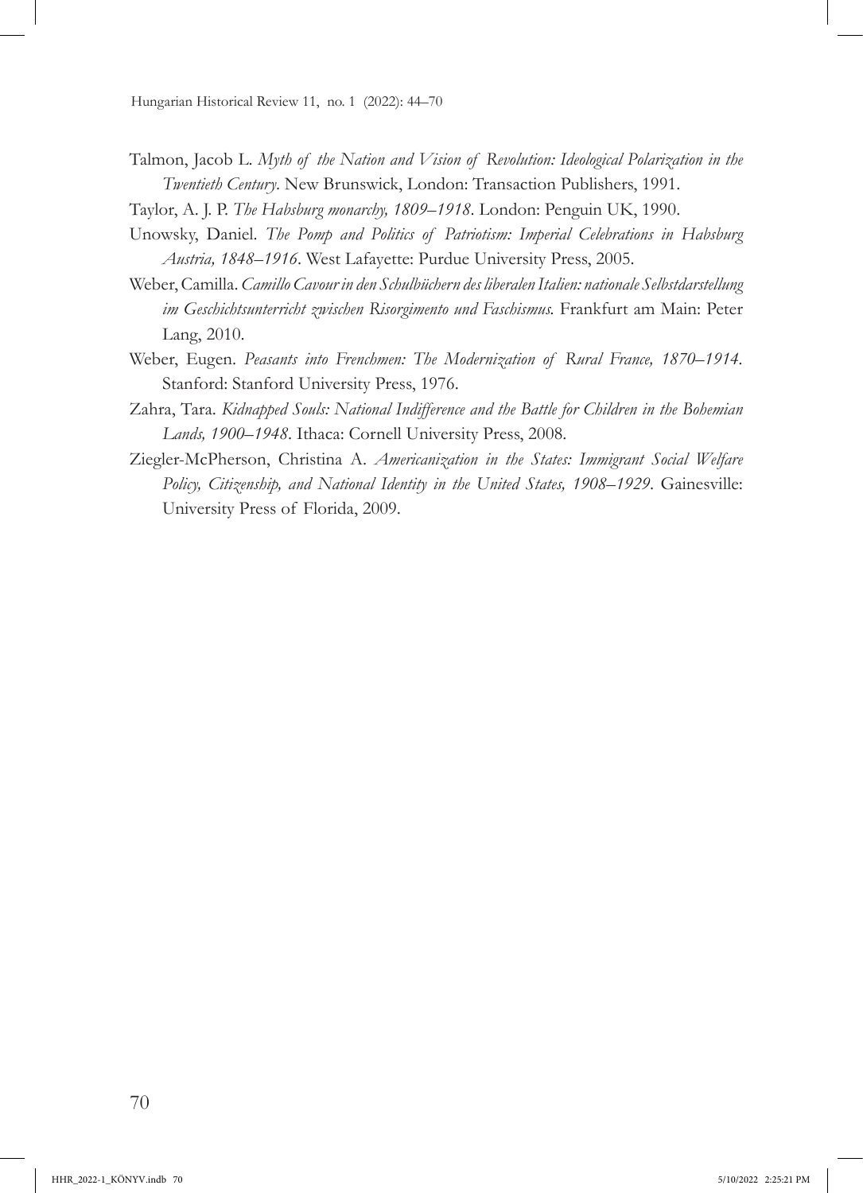Talmon, Jacob L. *Myth of the Nation and Vision of Revolution: Ideological Polarization in the Twentieth Century*. New Brunswick, London: Transaction Publishers, 1991.

Taylor, A. J. P. *The Habsburg monarchy, 1809–1918*. London: Penguin UK, 1990.

Unowsky, Daniel. *The Pomp and Politics of Patriotism: Imperial Celebrations in Habsburg Austria, 1848–1916*. West Lafayette: Purdue University Press, 2005.

Weber, Camilla. *Camillo Cavour in den Schulbüchern des liberalen Italien: nationale Selbstdarstellung im Geschichtsunterricht zwischen Risorgimento und Faschismus.* Frankfurt am Main: Peter Lang, 2010.

Weber, Eugen. *Peasants into Frenchmen: The Modernization of Rural France, 1870–1914*. Stanford: Stanford University Press, 1976.

Zahra, Tara. *Kidnapped Souls: National Indifference and the Battle for Children in the Bohemian Lands, 1900–1948*. Ithaca: Cornell University Press, 2008.

Ziegler-McPherson, Christina A. *Americanization in the States: Immigrant Social Welfare Policy, Citizenship, and National Identity in the United States, 1908–1929*. Gainesville: University Press of Florida, 2009.